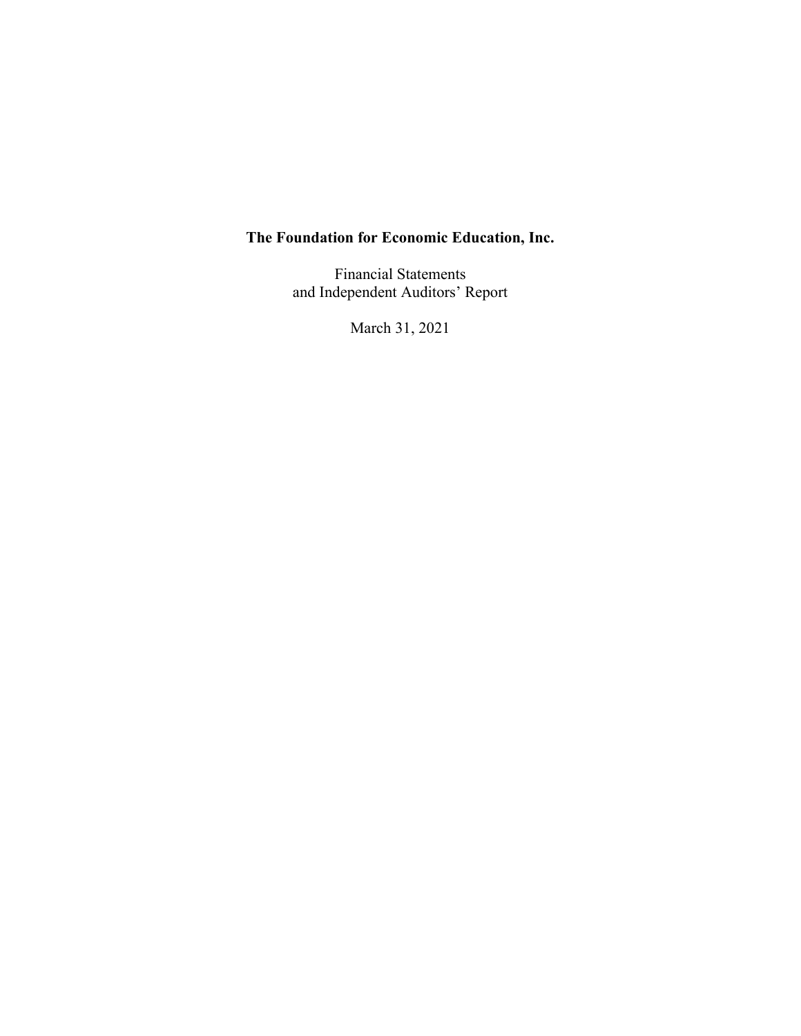# The Foundation for Economic Education, Inc.

Financial Statements
and Independent Auditors' Report

March 31, 2021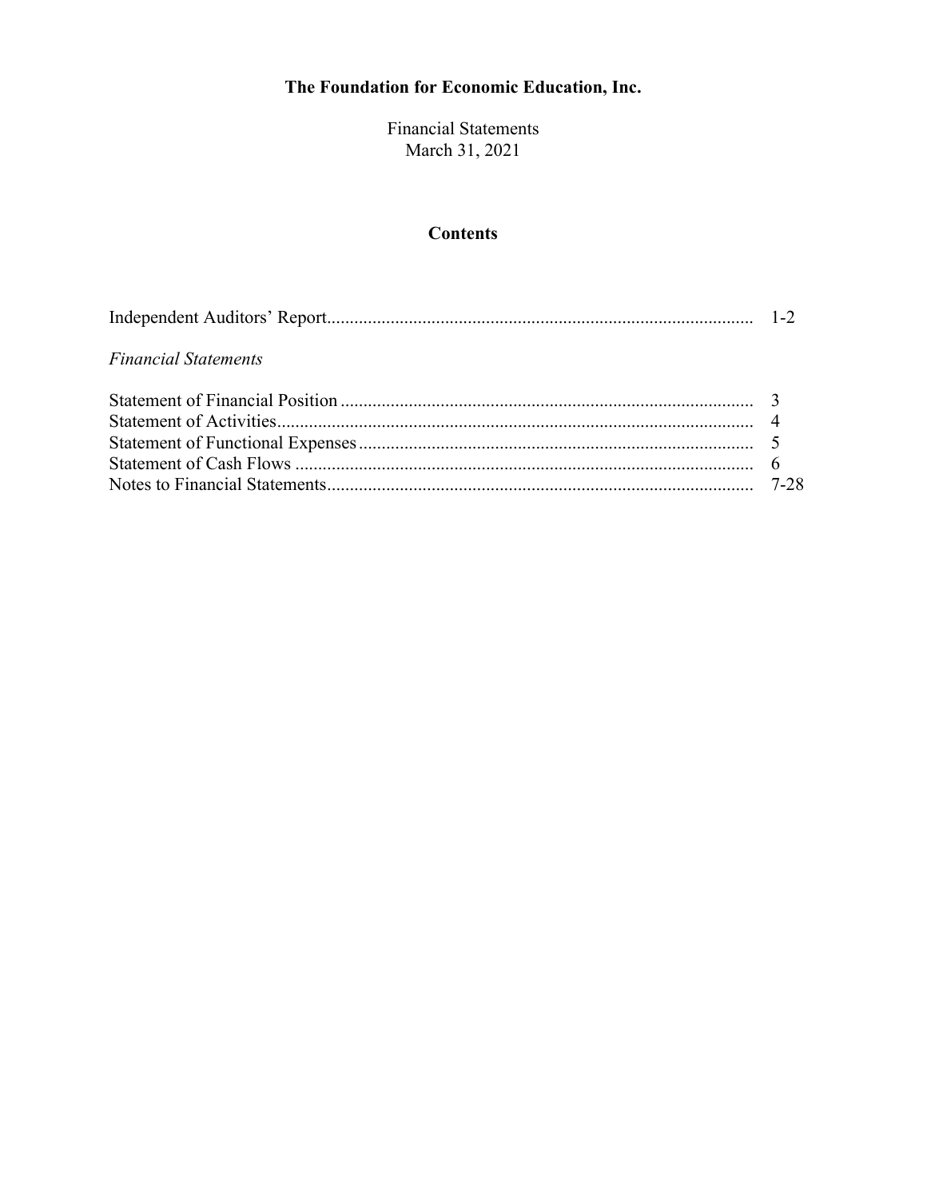# The Foundation for Economic Education, Inc.

Financial Statements
March 31, 2021

## Contents

| | |
|---|---|
| Independent Auditors' Report | 1-2 |
| *Financial Statements* | |
| Statement of Financial Position | 3 |
| Statement of Activities | 4 |
| Statement of Functional Expenses | 5 |
| Statement of Cash Flows | 6 |
| Notes to Financial Statements | 7-28 |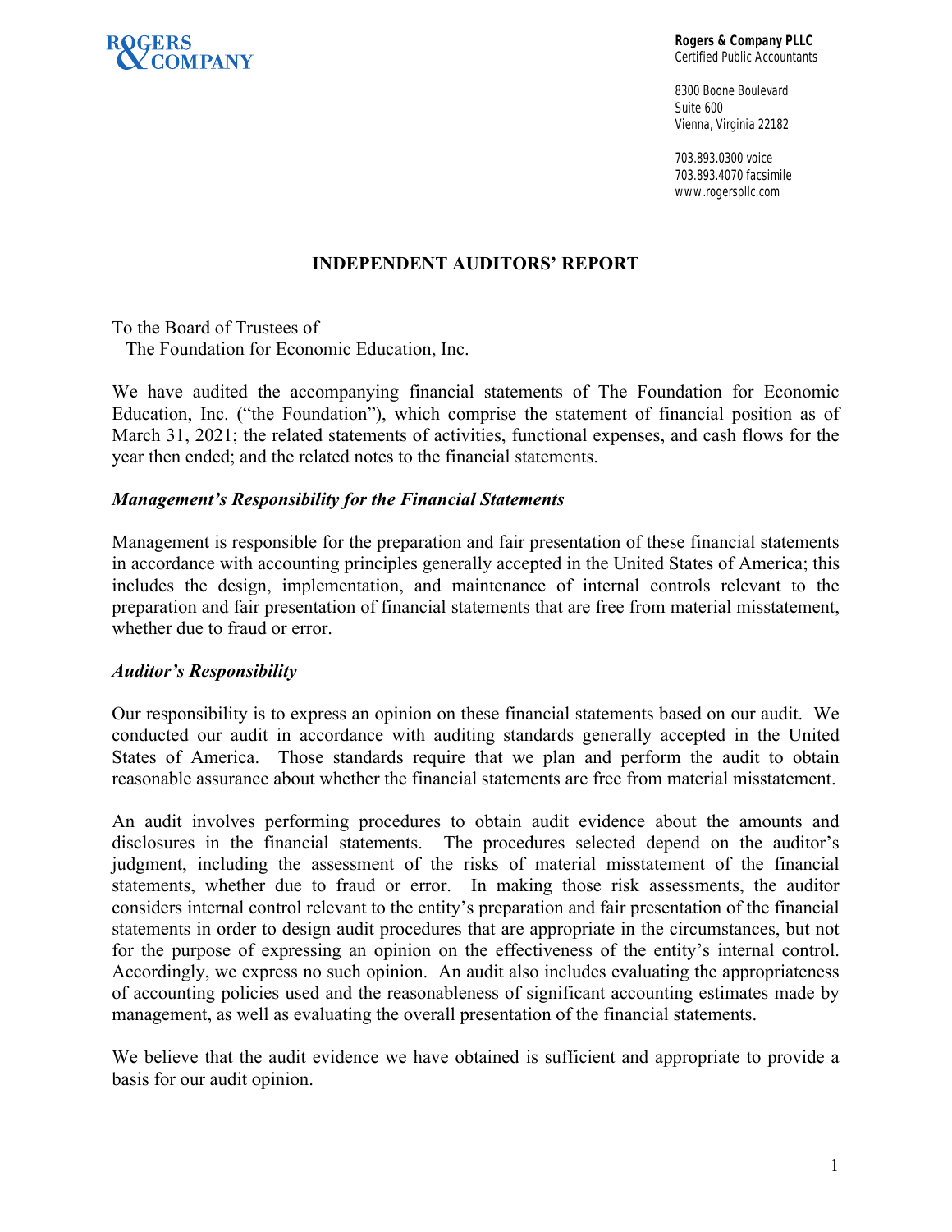ROGERS & COMPANY

**Rogers & Company PLLC**
Certified Public Accountants

8300 Boone Boulevard
Suite 600
Vienna, Virginia 22182

703.893.0300 voice
703.893.4070 facsimile
www.rogerspllc.com

## INDEPENDENT AUDITORS' REPORT

To the Board of Trustees of
The Foundation for Economic Education, Inc.

We have audited the accompanying financial statements of The Foundation for Economic Education, Inc. ("the Foundation"), which comprise the statement of financial position as of March 31, 2021; the related statements of activities, functional expenses, and cash flows for the year then ended; and the related notes to the financial statements.

### *Management's Responsibility for the Financial Statements*

Management is responsible for the preparation and fair presentation of these financial statements in accordance with accounting principles generally accepted in the United States of America; this includes the design, implementation, and maintenance of internal controls relevant to the preparation and fair presentation of financial statements that are free from material misstatement, whether due to fraud or error.

### *Auditor's Responsibility*

Our responsibility is to express an opinion on these financial statements based on our audit. We conducted our audit in accordance with auditing standards generally accepted in the United States of America. Those standards require that we plan and perform the audit to obtain reasonable assurance about whether the financial statements are free from material misstatement.

An audit involves performing procedures to obtain audit evidence about the amounts and disclosures in the financial statements. The procedures selected depend on the auditor's judgment, including the assessment of the risks of material misstatement of the financial statements, whether due to fraud or error. In making those risk assessments, the auditor considers internal control relevant to the entity's preparation and fair presentation of the financial statements in order to design audit procedures that are appropriate in the circumstances, but not for the purpose of expressing an opinion on the effectiveness of the entity's internal control. Accordingly, we express no such opinion. An audit also includes evaluating the appropriateness of accounting policies used and the reasonableness of significant accounting estimates made by management, as well as evaluating the overall presentation of the financial statements.

We believe that the audit evidence we have obtained is sufficient and appropriate to provide a basis for our audit opinion.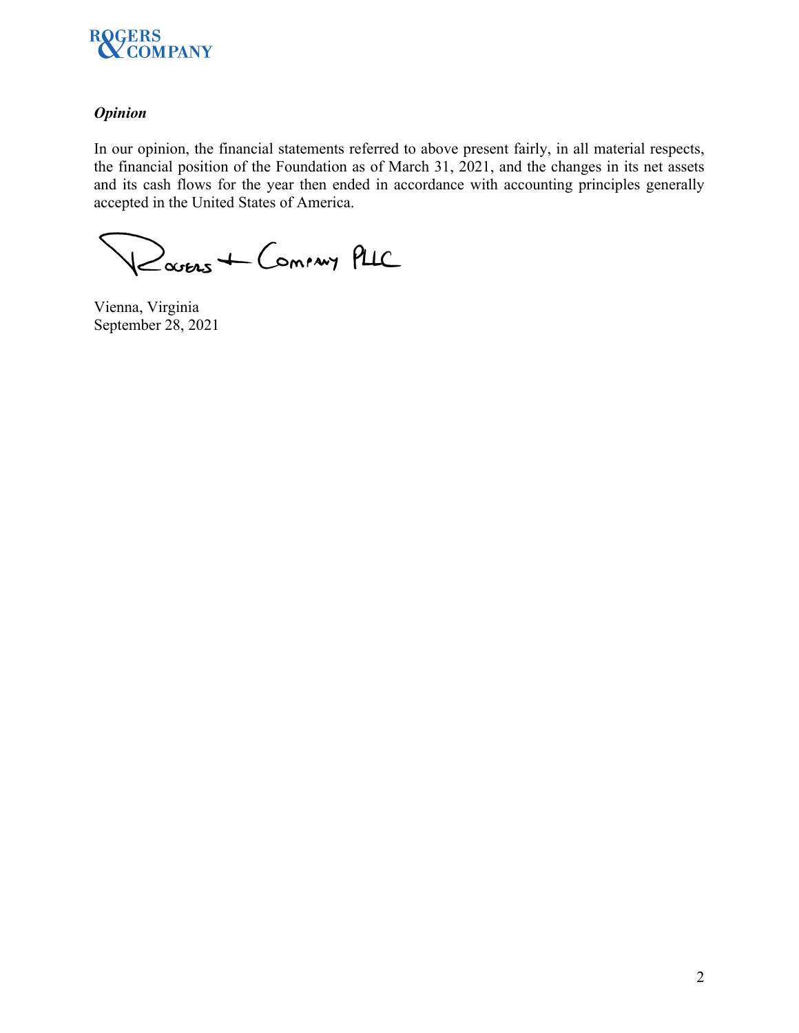### *Opinion*

In our opinion, the financial statements referred to above present fairly, in all material respects, the financial position of the Foundation as of March 31, 2021, and the changes in its net assets and its cash flows for the year then ended in accordance with accounting principles generally accepted in the United States of America.

Rogers + Company PLLC

Vienna, Virginia
September 28, 2021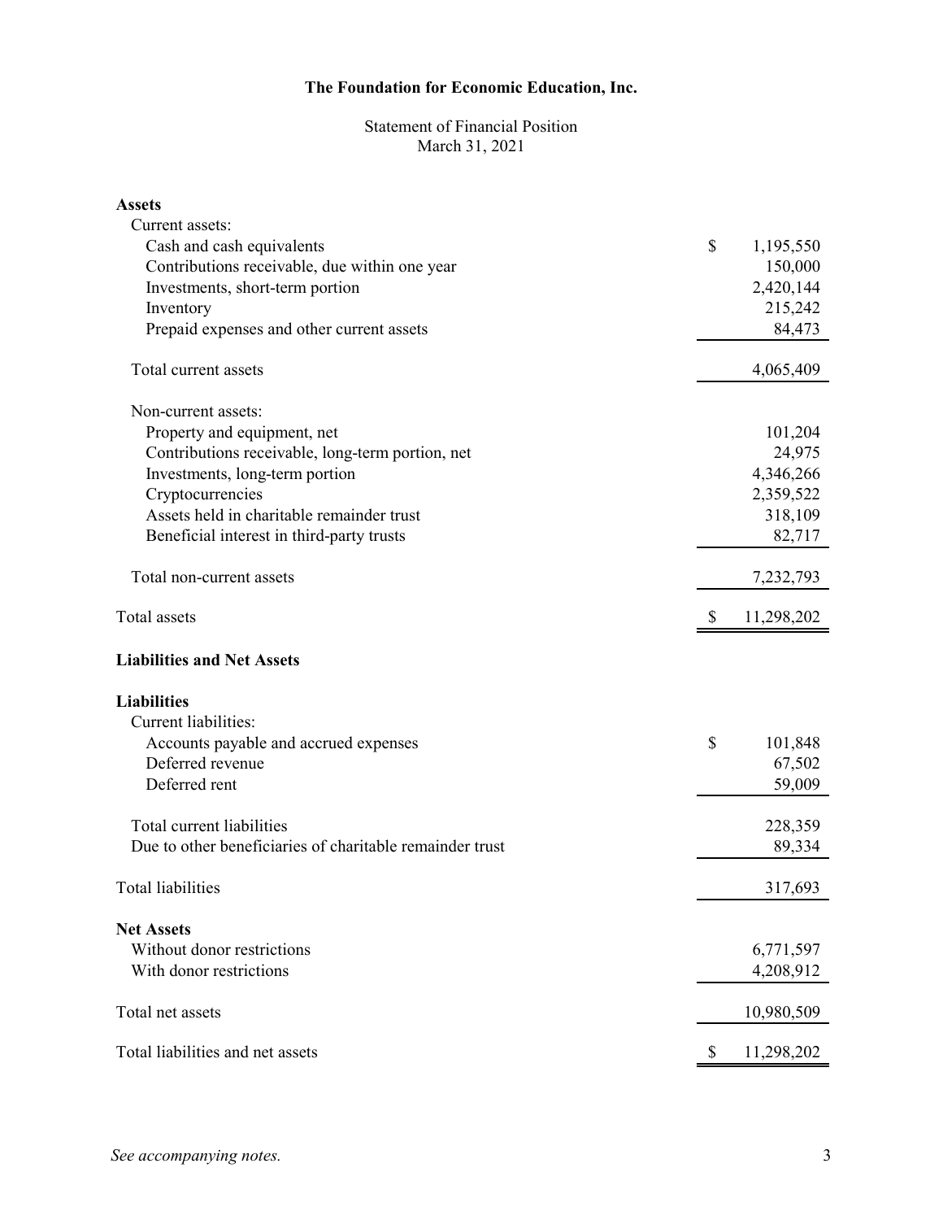**The Foundation for Economic Education, Inc.**

Statement of Financial Position
March 31, 2021

| | |
|---|---|
| **Assets** | |
| Current assets: | |
| Cash and cash equivalents | $ 1,195,550 |
| Contributions receivable, due within one year | 150,000 |
| Investments, short-term portion | 2,420,144 |
| Inventory | 215,242 |
| Prepaid expenses and other current assets | 84,473 |
| Total current assets | 4,065,409 |
| Non-current assets: | |
| Property and equipment, net | 101,204 |
| Contributions receivable, long-term portion, net | 24,975 |
| Investments, long-term portion | 4,346,266 |
| Cryptocurrencies | 2,359,522 |
| Assets held in charitable remainder trust | 318,109 |
| Beneficial interest in third-party trusts | 82,717 |
| Total non-current assets | 7,232,793 |
| Total assets | $ 11,298,202 |
| **Liabilities and Net Assets** | |
| **Liabilities** | |
| Current liabilities: | |
| Accounts payable and accrued expenses | $ 101,848 |
| Deferred revenue | 67,502 |
| Deferred rent | 59,009 |
| Total current liabilities | 228,359 |
| Due to other beneficiaries of charitable remainder trust | 89,334 |
| Total liabilities | 317,693 |
| **Net Assets** | |
| Without donor restrictions | 6,771,597 |
| With donor restrictions | 4,208,912 |
| Total net assets | 10,980,509 |
| Total liabilities and net assets | $ 11,298,202 |

*See accompanying notes.*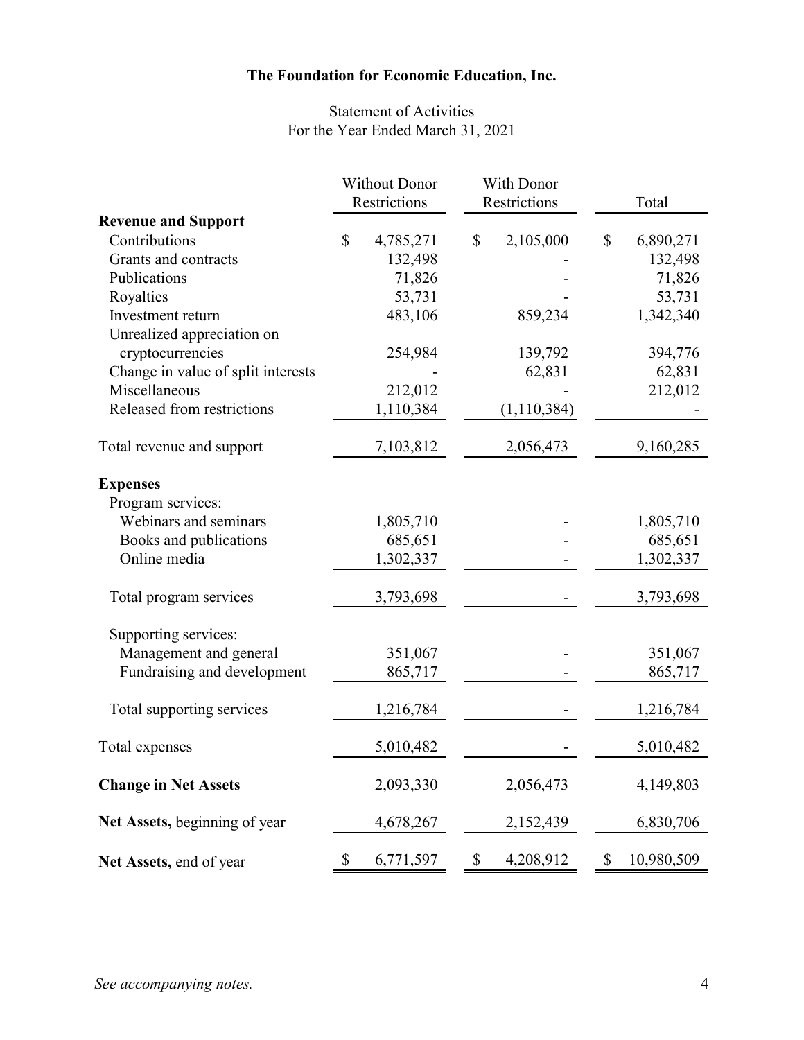**The Foundation for Economic Education, Inc.**

Statement of Activities
For the Year Ended March 31, 2021

| | Without Donor Restrictions | With Donor Restrictions | Total |
|---|---|---|---|
| **Revenue and Support** | | | |
| Contributions | $ 4,785,271 | $ 2,105,000 | $ 6,890,271 |
| Grants and contracts | 132,498 | - | 132,498 |
| Publications | 71,826 | - | 71,826 |
| Royalties | 53,731 | - | 53,731 |
| Investment return | 483,106 | 859,234 | 1,342,340 |
| Unrealized appreciation on cryptocurrencies | 254,984 | 139,792 | 394,776 |
| Change in value of split interests | - | 62,831 | 62,831 |
| Miscellaneous | 212,012 | - | 212,012 |
| Released from restrictions | 1,110,384 | (1,110,384) | - |
| Total revenue and support | 7,103,812 | 2,056,473 | 9,160,285 |
| **Expenses** | | | |
| Program services: | | | |
| Webinars and seminars | 1,805,710 | - | 1,805,710 |
| Books and publications | 685,651 | - | 685,651 |
| Online media | 1,302,337 | - | 1,302,337 |
| Total program services | 3,793,698 | - | 3,793,698 |
| Supporting services: | | | |
| Management and general | 351,067 | - | 351,067 |
| Fundraising and development | 865,717 | - | 865,717 |
| Total supporting services | 1,216,784 | - | 1,216,784 |
| Total expenses | 5,010,482 | - | 5,010,482 |
| **Change in Net Assets** | 2,093,330 | 2,056,473 | 4,149,803 |
| **Net Assets,** beginning of year | 4,678,267 | 2,152,439 | 6,830,706 |
| **Net Assets,** end of year | $ 6,771,597 | $ 4,208,912 | $ 10,980,509 |

*See accompanying notes.*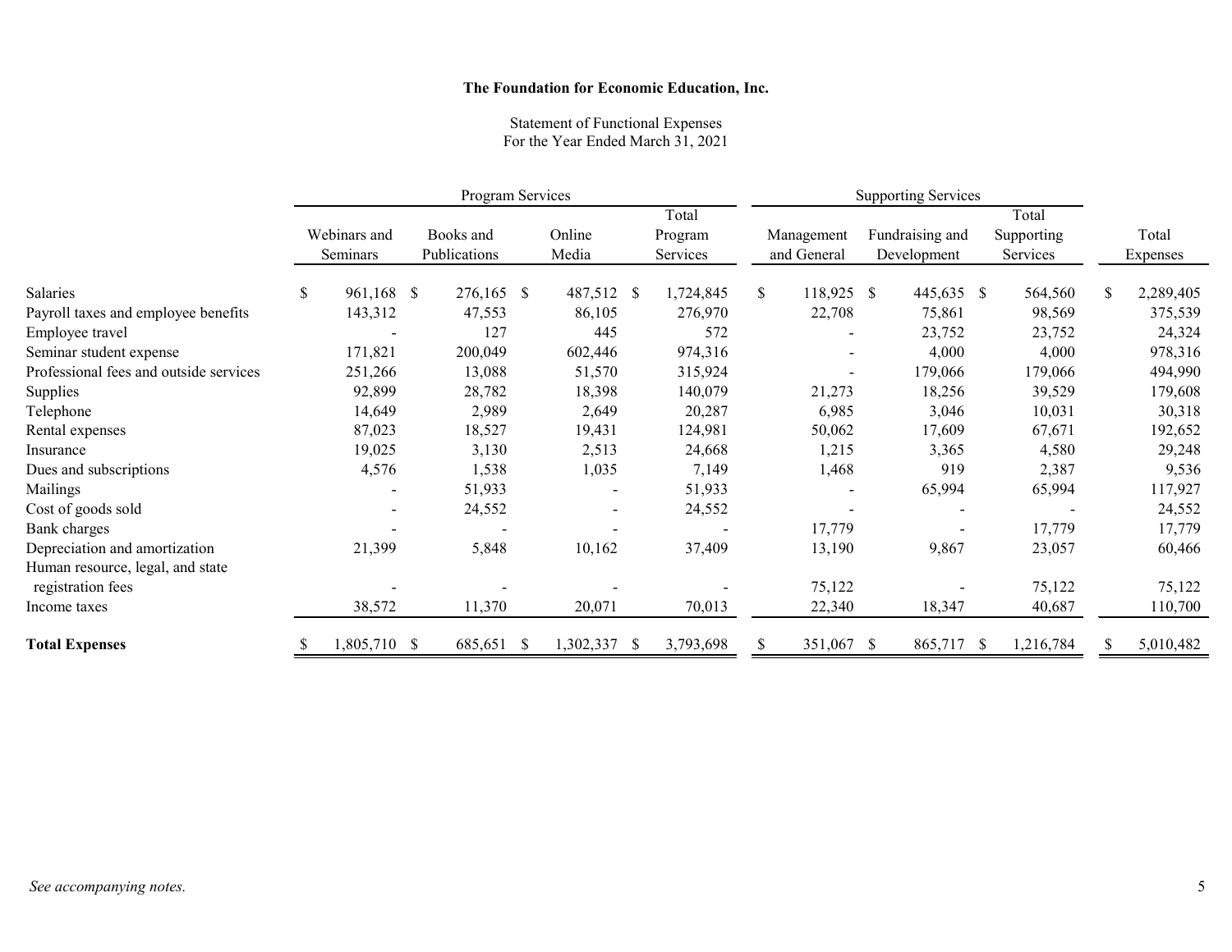**The Foundation for Economic Education, Inc.**

Statement of Functional Expenses
For the Year Ended March 31, 2021

| | Program Services | | | | Supporting Services | | | |
|---|---|---|---|---|---|---|---|---|
| | Webinars and Seminars | Books and Publications | Online Media | Total Program Services | Management and General | Fundraising and Development | Total Supporting Services | Total Expenses |
| Salaries | $ 961,168 | $ 276,165 | $ 487,512 | $ 1,724,845 | $ 118,925 | $ 445,635 | $ 564,560 | $ 2,289,405 |
| Payroll taxes and employee benefits | 143,312 | 47,553 | 86,105 | 276,970 | 22,708 | 75,861 | 98,569 | 375,539 |
| Employee travel | - | 127 | 445 | 572 | - | 23,752 | 23,752 | 24,324 |
| Seminar student expense | 171,821 | 200,049 | 602,446 | 974,316 | - | 4,000 | 4,000 | 978,316 |
| Professional fees and outside services | 251,266 | 13,088 | 51,570 | 315,924 | - | 179,066 | 179,066 | 494,990 |
| Supplies | 92,899 | 28,782 | 18,398 | 140,079 | 21,273 | 18,256 | 39,529 | 179,608 |
| Telephone | 14,649 | 2,989 | 2,649 | 20,287 | 6,985 | 3,046 | 10,031 | 30,318 |
| Rental expenses | 87,023 | 18,527 | 19,431 | 124,981 | 50,062 | 17,609 | 67,671 | 192,652 |
| Insurance | 19,025 | 3,130 | 2,513 | 24,668 | 1,215 | 3,365 | 4,580 | 29,248 |
| Dues and subscriptions | 4,576 | 1,538 | 1,035 | 7,149 | 1,468 | 919 | 2,387 | 9,536 |
| Mailings | - | 51,933 | - | 51,933 | - | 65,994 | 65,994 | 117,927 |
| Cost of goods sold | - | 24,552 | - | 24,552 | - | - | - | 24,552 |
| Bank charges | - | - | - | - | 17,779 | - | 17,779 | 17,779 |
| Depreciation and amortization | 21,399 | 5,848 | 10,162 | 37,409 | 13,190 | 9,867 | 23,057 | 60,466 |
| Human resource, legal, and state registration fees | - | - | - | - | 75,122 | - | 75,122 | 75,122 |
| Income taxes | 38,572 | 11,370 | 20,071 | 70,013 | 22,340 | 18,347 | 40,687 | 110,700 |
| **Total Expenses** | $ 1,805,710 | $ 685,651 | $ 1,302,337 | $ 3,793,698 | $ 351,067 | $ 865,717 | $ 1,216,784 | $ 5,010,482 |

*See accompanying notes.*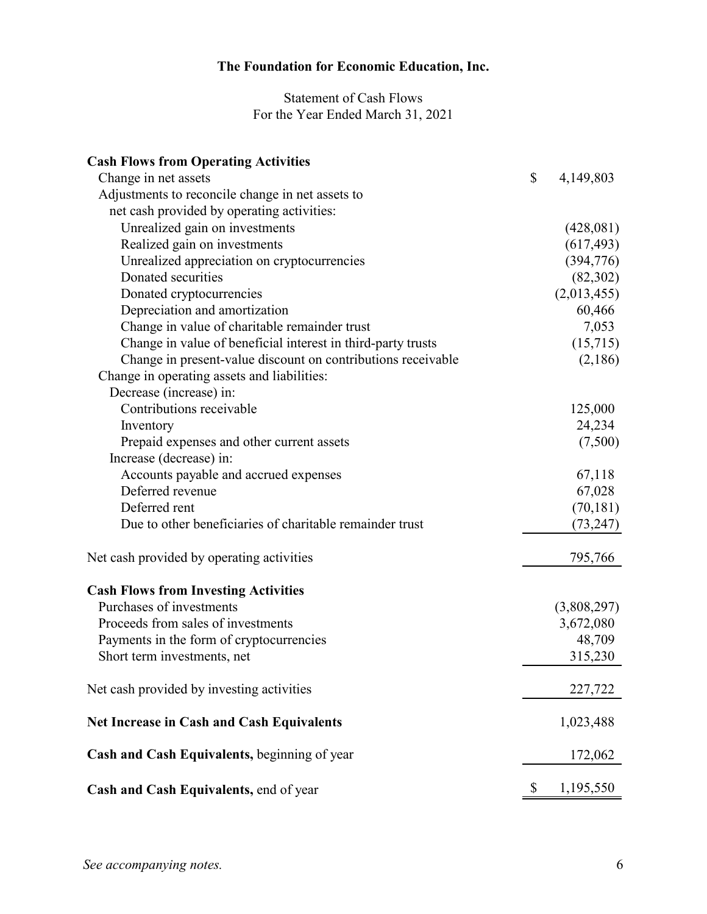# The Foundation for Economic Education, Inc.

Statement of Cash Flows
For the Year Ended March 31, 2021

| | |
|---|---|
| **Cash Flows from Operating Activities** | |
| Change in net assets | $ 4,149,803 |
| Adjustments to reconcile change in net assets to net cash provided by operating activities: | |
| Unrealized gain on investments | (428,081) |
| Realized gain on investments | (617,493) |
| Unrealized appreciation on cryptocurrencies | (394,776) |
| Donated securities | (82,302) |
| Donated cryptocurrencies | (2,013,455) |
| Depreciation and amortization | 60,466 |
| Change in value of charitable remainder trust | 7,053 |
| Change in value of beneficial interest in third-party trusts | (15,715) |
| Change in present-value discount on contributions receivable | (2,186) |
| Change in operating assets and liabilities: | |
| Decrease (increase) in: | |
| Contributions receivable | 125,000 |
| Inventory | 24,234 |
| Prepaid expenses and other current assets | (7,500) |
| Increase (decrease) in: | |
| Accounts payable and accrued expenses | 67,118 |
| Deferred revenue | 67,028 |
| Deferred rent | (70,181) |
| Due to other beneficiaries of charitable remainder trust | (73,247) |
| Net cash provided by operating activities | 795,766 |
| **Cash Flows from Investing Activities** | |
| Purchases of investments | (3,808,297) |
| Proceeds from sales of investments | 3,672,080 |
| Payments in the form of cryptocurrencies | 48,709 |
| Short term investments, net | 315,230 |
| Net cash provided by investing activities | 227,722 |
| **Net Increase in Cash and Cash Equivalents** | 1,023,488 |
| **Cash and Cash Equivalents,** beginning of year | 172,062 |
| **Cash and Cash Equivalents,** end of year | $ 1,195,550 |

*See accompanying notes.*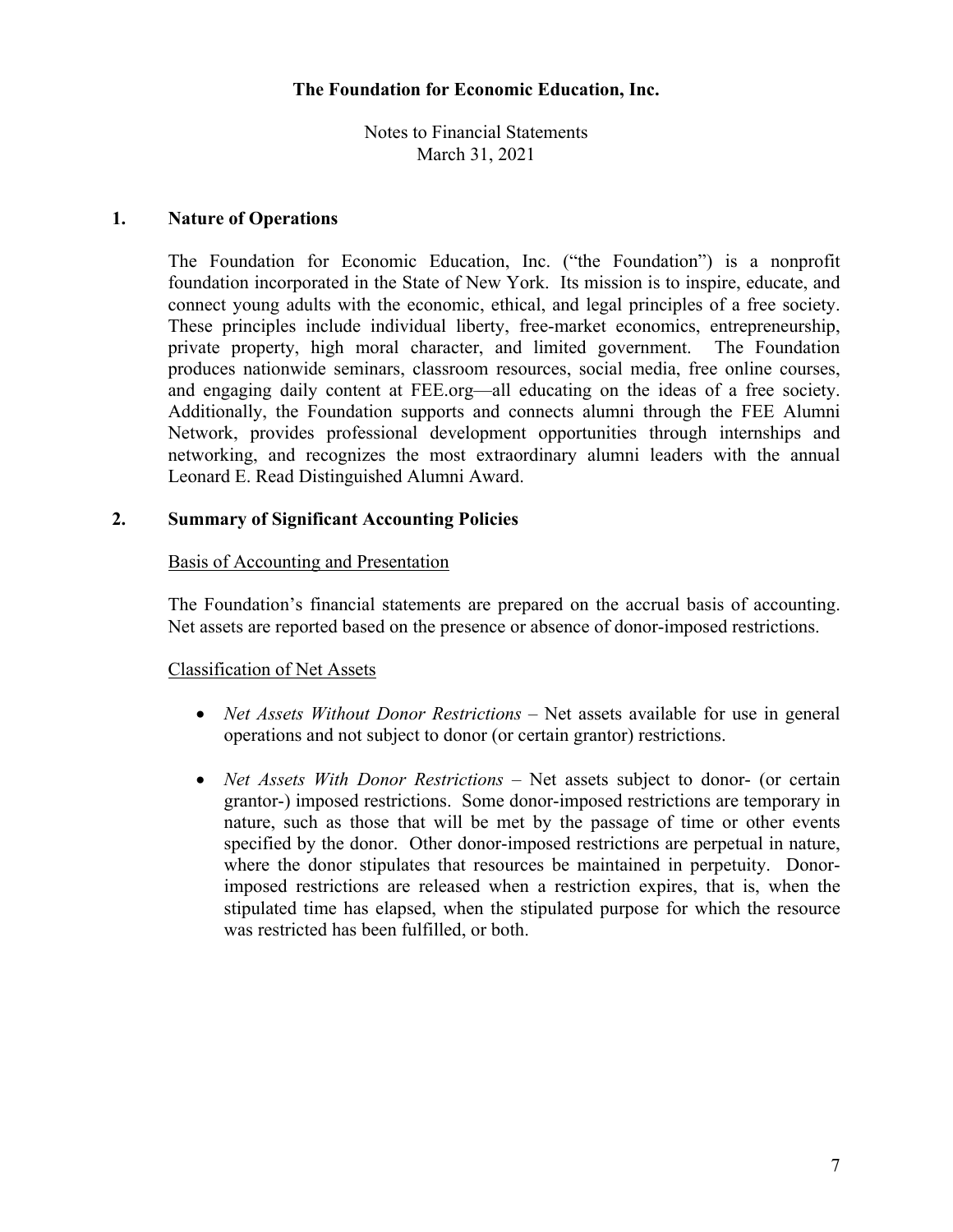**The Foundation for Economic Education, Inc.**

Notes to Financial Statements
March 31, 2021

## 1. Nature of Operations

The Foundation for Economic Education, Inc. ("the Foundation") is a nonprofit foundation incorporated in the State of New York. Its mission is to inspire, educate, and connect young adults with the economic, ethical, and legal principles of a free society. These principles include individual liberty, free-market economics, entrepreneurship, private property, high moral character, and limited government. The Foundation produces nationwide seminars, classroom resources, social media, free online courses, and engaging daily content at FEE.org—all educating on the ideas of a free society. Additionally, the Foundation supports and connects alumni through the FEE Alumni Network, provides professional development opportunities through internships and networking, and recognizes the most extraordinary alumni leaders with the annual Leonard E. Read Distinguished Alumni Award.

## 2. Summary of Significant Accounting Policies

Basis of Accounting and Presentation

The Foundation's financial statements are prepared on the accrual basis of accounting. Net assets are reported based on the presence or absence of donor-imposed restrictions.

Classification of Net Assets

- *Net Assets Without Donor Restrictions* – Net assets available for use in general operations and not subject to donor (or certain grantor) restrictions.
- *Net Assets With Donor Restrictions* – Net assets subject to donor- (or certain grantor-) imposed restrictions. Some donor-imposed restrictions are temporary in nature, such as those that will be met by the passage of time or other events specified by the donor. Other donor-imposed restrictions are perpetual in nature, where the donor stipulates that resources be maintained in perpetuity. Donor-imposed restrictions are released when a restriction expires, that is, when the stipulated time has elapsed, when the stipulated purpose for which the resource was restricted has been fulfilled, or both.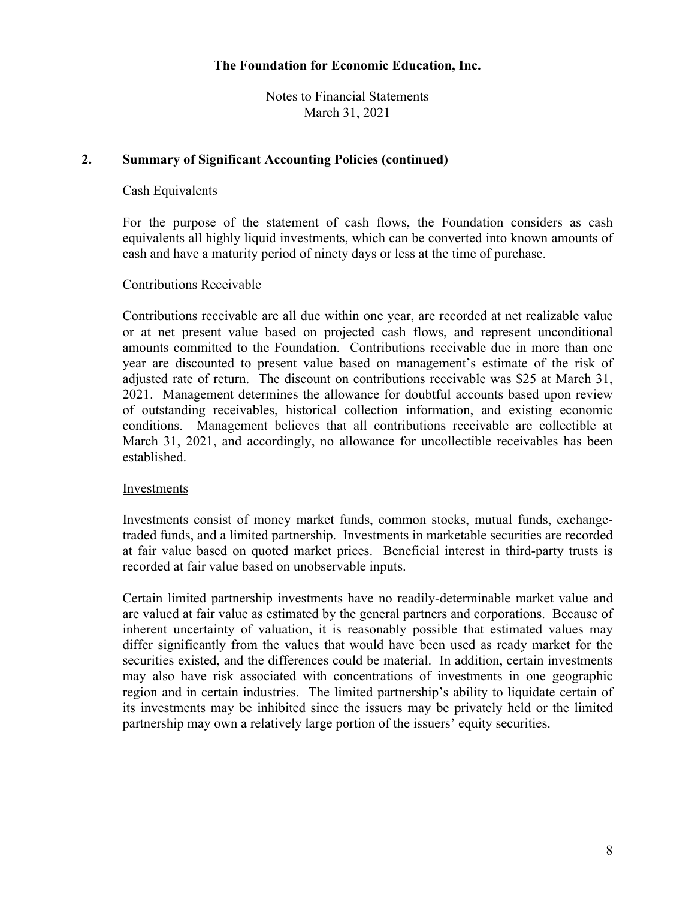**The Foundation for Economic Education, Inc.**

Notes to Financial Statements
March 31, 2021

## 2. Summary of Significant Accounting Policies (continued)

### Cash Equivalents

For the purpose of the statement of cash flows, the Foundation considers as cash equivalents all highly liquid investments, which can be converted into known amounts of cash and have a maturity period of ninety days or less at the time of purchase.

### Contributions Receivable

Contributions receivable are all due within one year, are recorded at net realizable value or at net present value based on projected cash flows, and represent unconditional amounts committed to the Foundation. Contributions receivable due in more than one year are discounted to present value based on management's estimate of the risk of adjusted rate of return. The discount on contributions receivable was $25 at March 31, 2021. Management determines the allowance for doubtful accounts based upon review of outstanding receivables, historical collection information, and existing economic conditions. Management believes that all contributions receivable are collectible at March 31, 2021, and accordingly, no allowance for uncollectible receivables has been established.

### Investments

Investments consist of money market funds, common stocks, mutual funds, exchange-traded funds, and a limited partnership. Investments in marketable securities are recorded at fair value based on quoted market prices. Beneficial interest in third-party trusts is recorded at fair value based on unobservable inputs.

Certain limited partnership investments have no readily-determinable market value and are valued at fair value as estimated by the general partners and corporations. Because of inherent uncertainty of valuation, it is reasonably possible that estimated values may differ significantly from the values that would have been used as ready market for the securities existed, and the differences could be material. In addition, certain investments may also have risk associated with concentrations of investments in one geographic region and in certain industries. The limited partnership's ability to liquidate certain of its investments may be inhibited since the issuers may be privately held or the limited partnership may own a relatively large portion of the issuers' equity securities.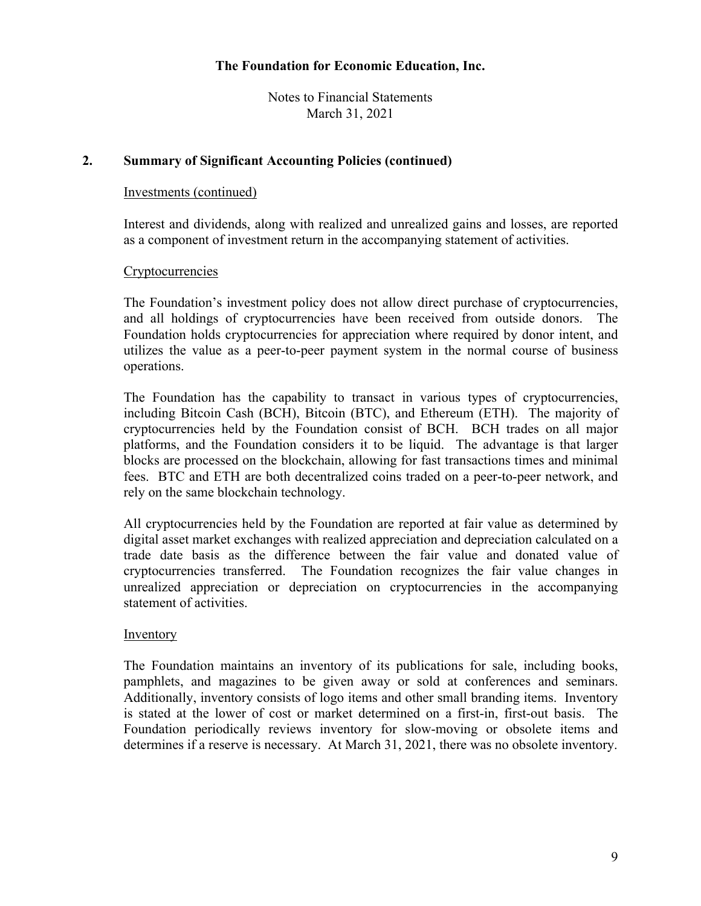## 2. Summary of Significant Accounting Policies (continued)

Investments (continued)

Interest and dividends, along with realized and unrealized gains and losses, are reported as a component of investment return in the accompanying statement of activities.

Cryptocurrencies

The Foundation's investment policy does not allow direct purchase of cryptocurrencies, and all holdings of cryptocurrencies have been received from outside donors. The Foundation holds cryptocurrencies for appreciation where required by donor intent, and utilizes the value as a peer-to-peer payment system in the normal course of business operations.

The Foundation has the capability to transact in various types of cryptocurrencies, including Bitcoin Cash (BCH), Bitcoin (BTC), and Ethereum (ETH). The majority of cryptocurrencies held by the Foundation consist of BCH. BCH trades on all major platforms, and the Foundation considers it to be liquid. The advantage is that larger blocks are processed on the blockchain, allowing for fast transactions times and minimal fees. BTC and ETH are both decentralized coins traded on a peer-to-peer network, and rely on the same blockchain technology.

All cryptocurrencies held by the Foundation are reported at fair value as determined by digital asset market exchanges with realized appreciation and depreciation calculated on a trade date basis as the difference between the fair value and donated value of cryptocurrencies transferred. The Foundation recognizes the fair value changes in unrealized appreciation or depreciation on cryptocurrencies in the accompanying statement of activities.

Inventory

The Foundation maintains an inventory of its publications for sale, including books, pamphlets, and magazines to be given away or sold at conferences and seminars. Additionally, inventory consists of logo items and other small branding items. Inventory is stated at the lower of cost or market determined on a first-in, first-out basis. The Foundation periodically reviews inventory for slow-moving or obsolete items and determines if a reserve is necessary. At March 31, 2021, there was no obsolete inventory.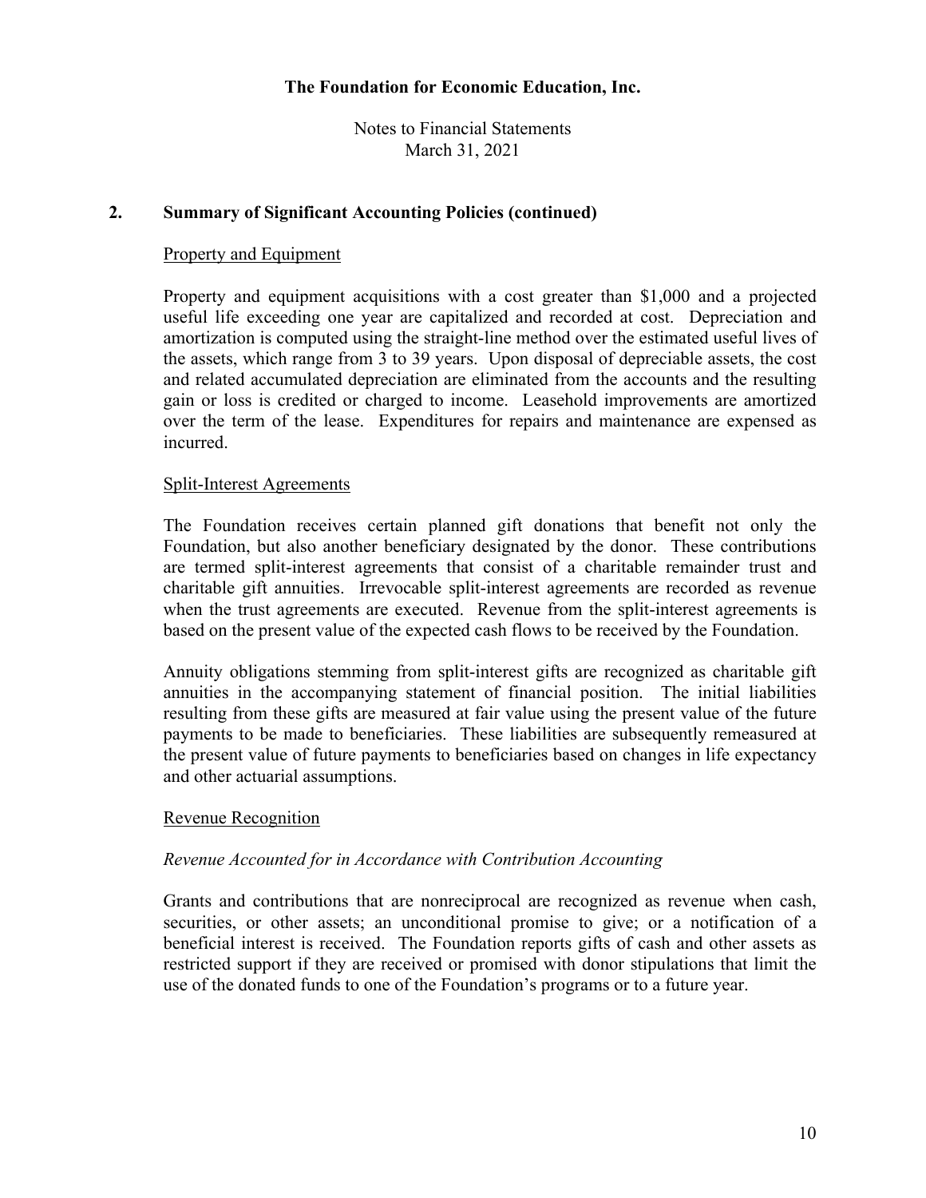## 2. Summary of Significant Accounting Policies (continued)

### Property and Equipment

Property and equipment acquisitions with a cost greater than $1,000 and a projected useful life exceeding one year are capitalized and recorded at cost. Depreciation and amortization is computed using the straight-line method over the estimated useful lives of the assets, which range from 3 to 39 years. Upon disposal of depreciable assets, the cost and related accumulated depreciation are eliminated from the accounts and the resulting gain or loss is credited or charged to income. Leasehold improvements are amortized over the term of the lease. Expenditures for repairs and maintenance are expensed as incurred.

### Split-Interest Agreements

The Foundation receives certain planned gift donations that benefit not only the Foundation, but also another beneficiary designated by the donor. These contributions are termed split-interest agreements that consist of a charitable remainder trust and charitable gift annuities. Irrevocable split-interest agreements are recorded as revenue when the trust agreements are executed. Revenue from the split-interest agreements is based on the present value of the expected cash flows to be received by the Foundation.

Annuity obligations stemming from split-interest gifts are recognized as charitable gift annuities in the accompanying statement of financial position. The initial liabilities resulting from these gifts are measured at fair value using the present value of the future payments to be made to beneficiaries. These liabilities are subsequently remeasured at the present value of future payments to beneficiaries based on changes in life expectancy and other actuarial assumptions.

### Revenue Recognition

*Revenue Accounted for in Accordance with Contribution Accounting*

Grants and contributions that are nonreciprocal are recognized as revenue when cash, securities, or other assets; an unconditional promise to give; or a notification of a beneficial interest is received. The Foundation reports gifts of cash and other assets as restricted support if they are received or promised with donor stipulations that limit the use of the donated funds to one of the Foundation's programs or to a future year.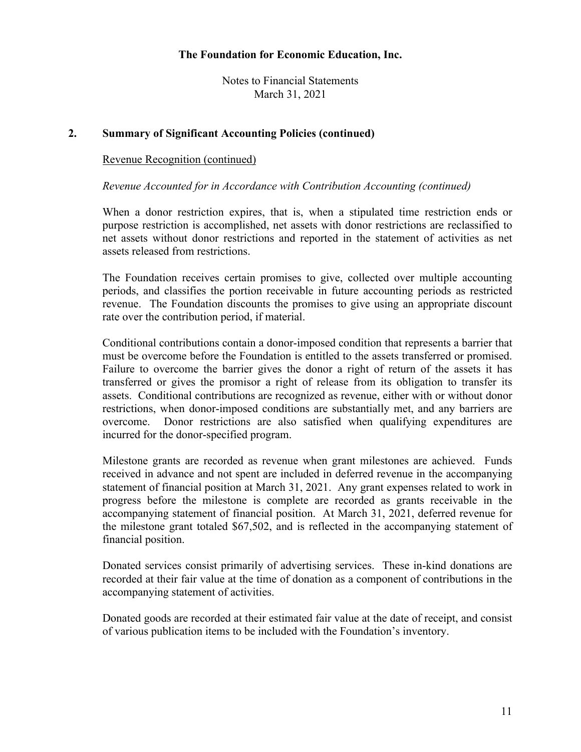**The Foundation for Economic Education, Inc.**

Notes to Financial Statements
March 31, 2021

## 2. Summary of Significant Accounting Policies (continued)

Revenue Recognition (continued)

*Revenue Accounted for in Accordance with Contribution Accounting (continued)*

When a donor restriction expires, that is, when a stipulated time restriction ends or purpose restriction is accomplished, net assets with donor restrictions are reclassified to net assets without donor restrictions and reported in the statement of activities as net assets released from restrictions.

The Foundation receives certain promises to give, collected over multiple accounting periods, and classifies the portion receivable in future accounting periods as restricted revenue. The Foundation discounts the promises to give using an appropriate discount rate over the contribution period, if material.

Conditional contributions contain a donor-imposed condition that represents a barrier that must be overcome before the Foundation is entitled to the assets transferred or promised. Failure to overcome the barrier gives the donor a right of return of the assets it has transferred or gives the promisor a right of release from its obligation to transfer its assets. Conditional contributions are recognized as revenue, either with or without donor restrictions, when donor-imposed conditions are substantially met, and any barriers are overcome. Donor restrictions are also satisfied when qualifying expenditures are incurred for the donor-specified program.

Milestone grants are recorded as revenue when grant milestones are achieved. Funds received in advance and not spent are included in deferred revenue in the accompanying statement of financial position at March 31, 2021. Any grant expenses related to work in progress before the milestone is complete are recorded as grants receivable in the accompanying statement of financial position. At March 31, 2021, deferred revenue for the milestone grant totaled $67,502, and is reflected in the accompanying statement of financial position.

Donated services consist primarily of advertising services. These in-kind donations are recorded at their fair value at the time of donation as a component of contributions in the accompanying statement of activities.

Donated goods are recorded at their estimated fair value at the date of receipt, and consist of various publication items to be included with the Foundation's inventory.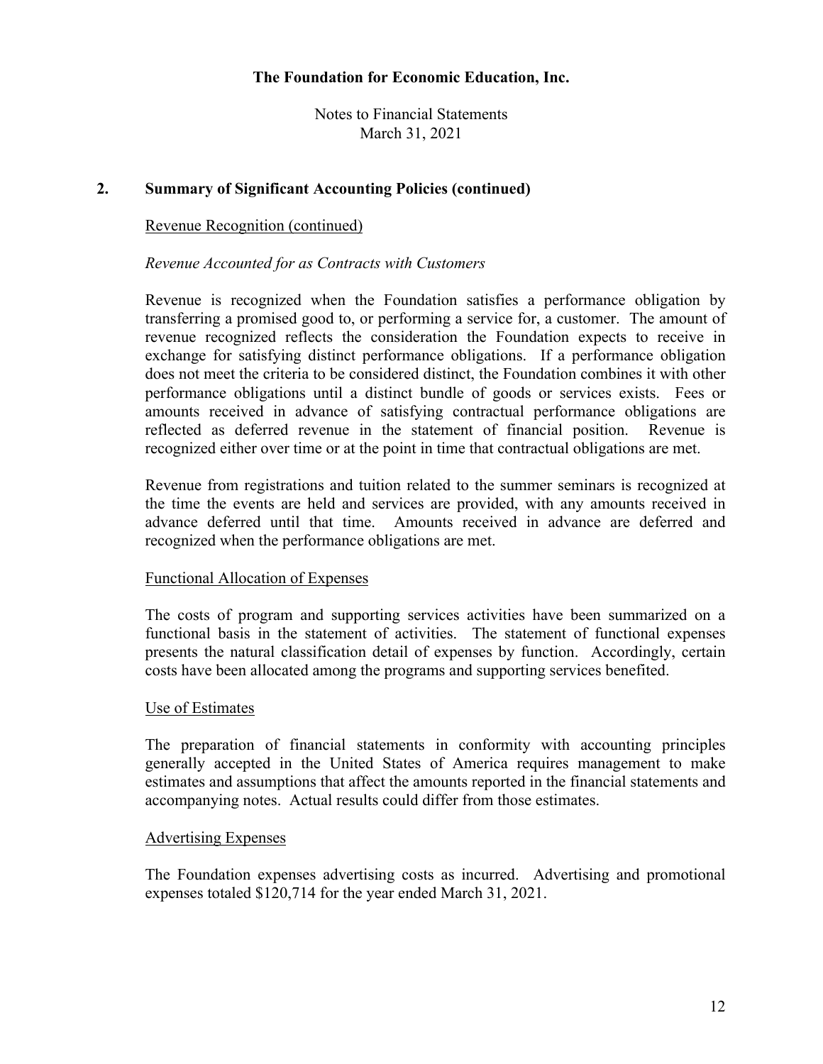## 2. Summary of Significant Accounting Policies (continued)

### Revenue Recognition (continued)

*Revenue Accounted for as Contracts with Customers*

Revenue is recognized when the Foundation satisfies a performance obligation by transferring a promised good to, or performing a service for, a customer. The amount of revenue recognized reflects the consideration the Foundation expects to receive in exchange for satisfying distinct performance obligations. If a performance obligation does not meet the criteria to be considered distinct, the Foundation combines it with other performance obligations until a distinct bundle of goods or services exists. Fees or amounts received in advance of satisfying contractual performance obligations are reflected as deferred revenue in the statement of financial position. Revenue is recognized either over time or at the point in time that contractual obligations are met.

Revenue from registrations and tuition related to the summer seminars is recognized at the time the events are held and services are provided, with any amounts received in advance deferred until that time. Amounts received in advance are deferred and recognized when the performance obligations are met.

### Functional Allocation of Expenses

The costs of program and supporting services activities have been summarized on a functional basis in the statement of activities. The statement of functional expenses presents the natural classification detail of expenses by function. Accordingly, certain costs have been allocated among the programs and supporting services benefited.

### Use of Estimates

The preparation of financial statements in conformity with accounting principles generally accepted in the United States of America requires management to make estimates and assumptions that affect the amounts reported in the financial statements and accompanying notes. Actual results could differ from those estimates.

### Advertising Expenses

The Foundation expenses advertising costs as incurred. Advertising and promotional expenses totaled $120,714 for the year ended March 31, 2021.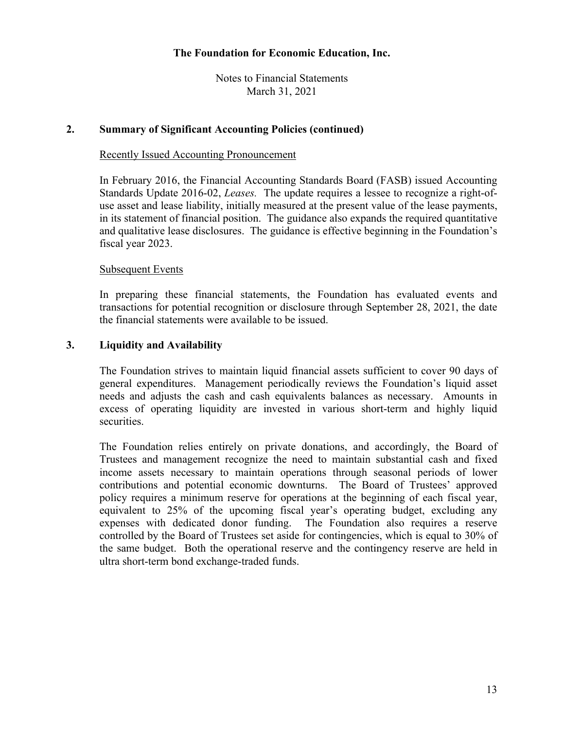## 2. Summary of Significant Accounting Policies (continued)

Recently Issued Accounting Pronouncement

In February 2016, the Financial Accounting Standards Board (FASB) issued Accounting Standards Update 2016-02, *Leases.* The update requires a lessee to recognize a right-of-use asset and lease liability, initially measured at the present value of the lease payments, in its statement of financial position. The guidance also expands the required quantitative and qualitative lease disclosures. The guidance is effective beginning in the Foundation's fiscal year 2023.

Subsequent Events

In preparing these financial statements, the Foundation has evaluated events and transactions for potential recognition or disclosure through September 28, 2021, the date the financial statements were available to be issued.

## 3. Liquidity and Availability

The Foundation strives to maintain liquid financial assets sufficient to cover 90 days of general expenditures. Management periodically reviews the Foundation's liquid asset needs and adjusts the cash and cash equivalents balances as necessary. Amounts in excess of operating liquidity are invested in various short-term and highly liquid securities.

The Foundation relies entirely on private donations, and accordingly, the Board of Trustees and management recognize the need to maintain substantial cash and fixed income assets necessary to maintain operations through seasonal periods of lower contributions and potential economic downturns. The Board of Trustees' approved policy requires a minimum reserve for operations at the beginning of each fiscal year, equivalent to 25% of the upcoming fiscal year's operating budget, excluding any expenses with dedicated donor funding. The Foundation also requires a reserve controlled by the Board of Trustees set aside for contingencies, which is equal to 30% of the same budget. Both the operational reserve and the contingency reserve are held in ultra short-term bond exchange-traded funds.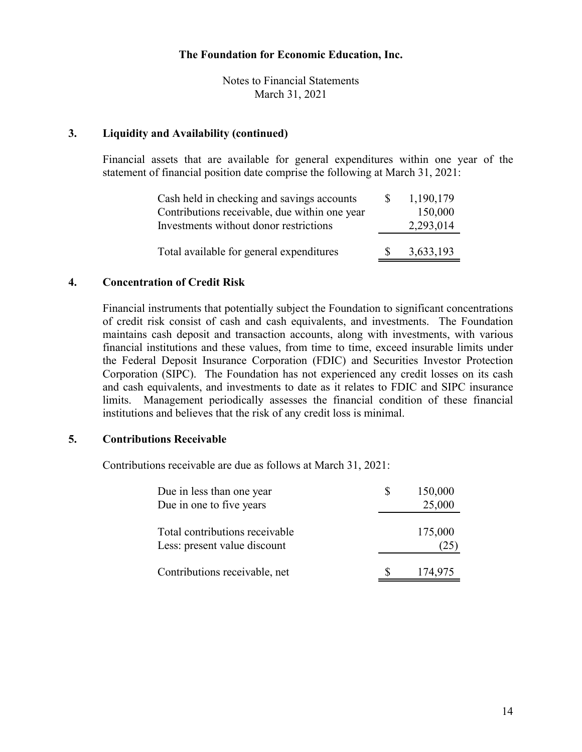**The Foundation for Economic Education, Inc.**

Notes to Financial Statements
March 31, 2021

## 3. Liquidity and Availability (continued)

Financial assets that are available for general expenditures within one year of the statement of financial position date comprise the following at March 31, 2021:

| | | |
|---|---|---|
| Cash held in checking and savings accounts | $ | 1,190,179 |
| Contributions receivable, due within one year | | 150,000 |
| Investments without donor restrictions | | 2,293,014 |
| Total available for general expenditures | $ | 3,633,193 |

## 4. Concentration of Credit Risk

Financial instruments that potentially subject the Foundation to significant concentrations of credit risk consist of cash and cash equivalents, and investments. The Foundation maintains cash deposit and transaction accounts, along with investments, with various financial institutions and these values, from time to time, exceed insurable limits under the Federal Deposit Insurance Corporation (FDIC) and Securities Investor Protection Corporation (SIPC). The Foundation has not experienced any credit losses on its cash and cash equivalents, and investments to date as it relates to FDIC and SIPC insurance limits. Management periodically assesses the financial condition of these financial institutions and believes that the risk of any credit loss is minimal.

## 5. Contributions Receivable

Contributions receivable are due as follows at March 31, 2021:

| | | |
|---|---|---|
| Due in less than one year | $ | 150,000 |
| Due in one to five years | | 25,000 |
| Total contributions receivable | | 175,000 |
| Less: present value discount | | (25) |
| Contributions receivable, net | $ | 174,975 |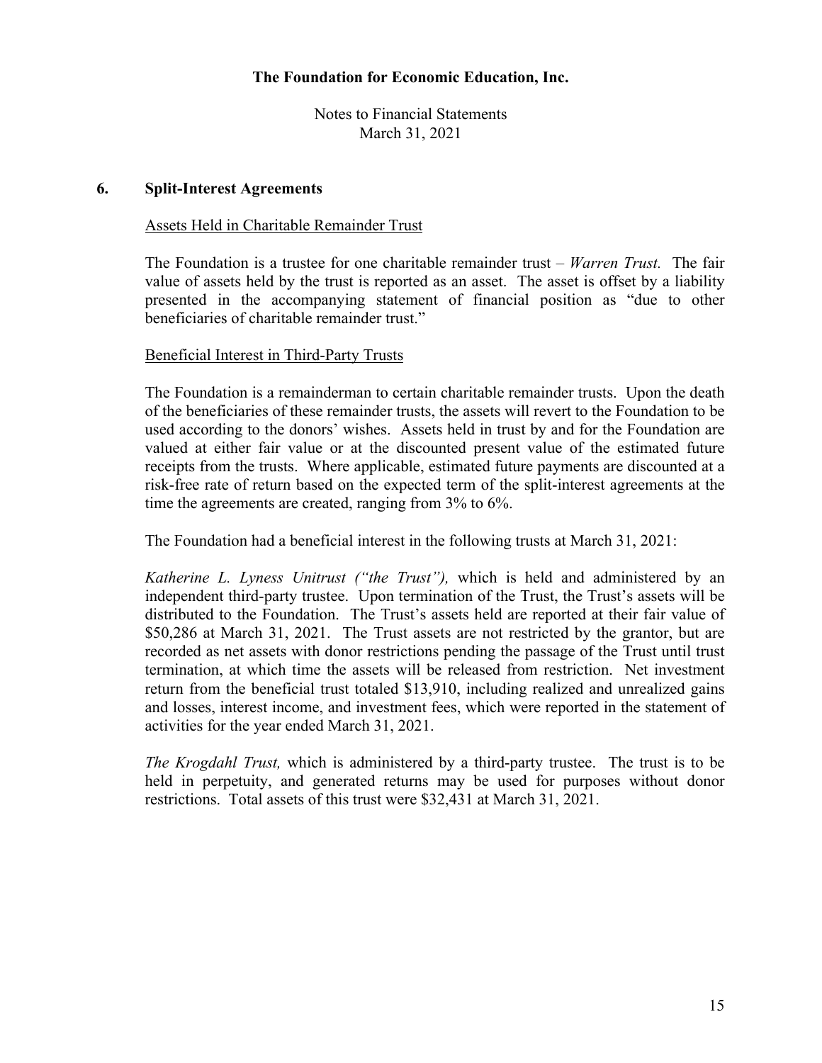## 6. Split-Interest Agreements

Assets Held in Charitable Remainder Trust

The Foundation is a trustee for one charitable remainder trust – *Warren Trust.* The fair value of assets held by the trust is reported as an asset. The asset is offset by a liability presented in the accompanying statement of financial position as "due to other beneficiaries of charitable remainder trust."

Beneficial Interest in Third-Party Trusts

The Foundation is a remainderman to certain charitable remainder trusts. Upon the death of the beneficiaries of these remainder trusts, the assets will revert to the Foundation to be used according to the donors' wishes. Assets held in trust by and for the Foundation are valued at either fair value or at the discounted present value of the estimated future receipts from the trusts. Where applicable, estimated future payments are discounted at a risk-free rate of return based on the expected term of the split-interest agreements at the time the agreements are created, ranging from 3% to 6%.

The Foundation had a beneficial interest in the following trusts at March 31, 2021:

*Katherine L. Lyness Unitrust ("the Trust"),* which is held and administered by an independent third-party trustee. Upon termination of the Trust, the Trust's assets will be distributed to the Foundation. The Trust's assets held are reported at their fair value of $50,286 at March 31, 2021. The Trust assets are not restricted by the grantor, but are recorded as net assets with donor restrictions pending the passage of the Trust until trust termination, at which time the assets will be released from restriction. Net investment return from the beneficial trust totaled $13,910, including realized and unrealized gains and losses, interest income, and investment fees, which were reported in the statement of activities for the year ended March 31, 2021.

*The Krogdahl Trust,* which is administered by a third-party trustee. The trust is to be held in perpetuity, and generated returns may be used for purposes without donor restrictions. Total assets of this trust were $32,431 at March 31, 2021.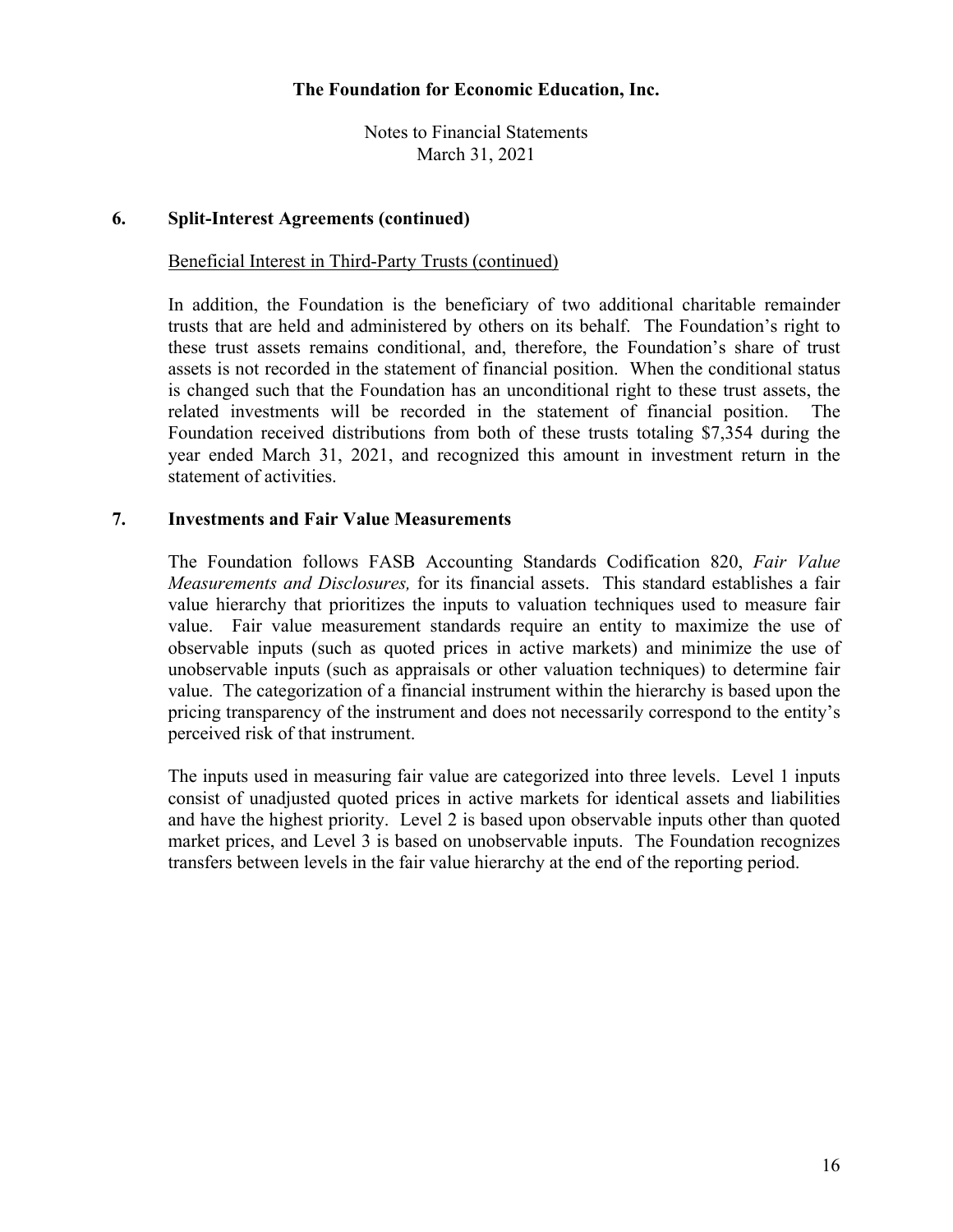## 6. Split-Interest Agreements (continued)

Beneficial Interest in Third-Party Trusts (continued)

In addition, the Foundation is the beneficiary of two additional charitable remainder trusts that are held and administered by others on its behalf. The Foundation's right to these trust assets remains conditional, and, therefore, the Foundation's share of trust assets is not recorded in the statement of financial position. When the conditional status is changed such that the Foundation has an unconditional right to these trust assets, the related investments will be recorded in the statement of financial position. The Foundation received distributions from both of these trusts totaling $7,354 during the year ended March 31, 2021, and recognized this amount in investment return in the statement of activities.

## 7. Investments and Fair Value Measurements

The Foundation follows FASB Accounting Standards Codification 820, *Fair Value Measurements and Disclosures,* for its financial assets. This standard establishes a fair value hierarchy that prioritizes the inputs to valuation techniques used to measure fair value. Fair value measurement standards require an entity to maximize the use of observable inputs (such as quoted prices in active markets) and minimize the use of unobservable inputs (such as appraisals or other valuation techniques) to determine fair value. The categorization of a financial instrument within the hierarchy is based upon the pricing transparency of the instrument and does not necessarily correspond to the entity's perceived risk of that instrument.

The inputs used in measuring fair value are categorized into three levels. Level 1 inputs consist of unadjusted quoted prices in active markets for identical assets and liabilities and have the highest priority. Level 2 is based upon observable inputs other than quoted market prices, and Level 3 is based on unobservable inputs. The Foundation recognizes transfers between levels in the fair value hierarchy at the end of the reporting period.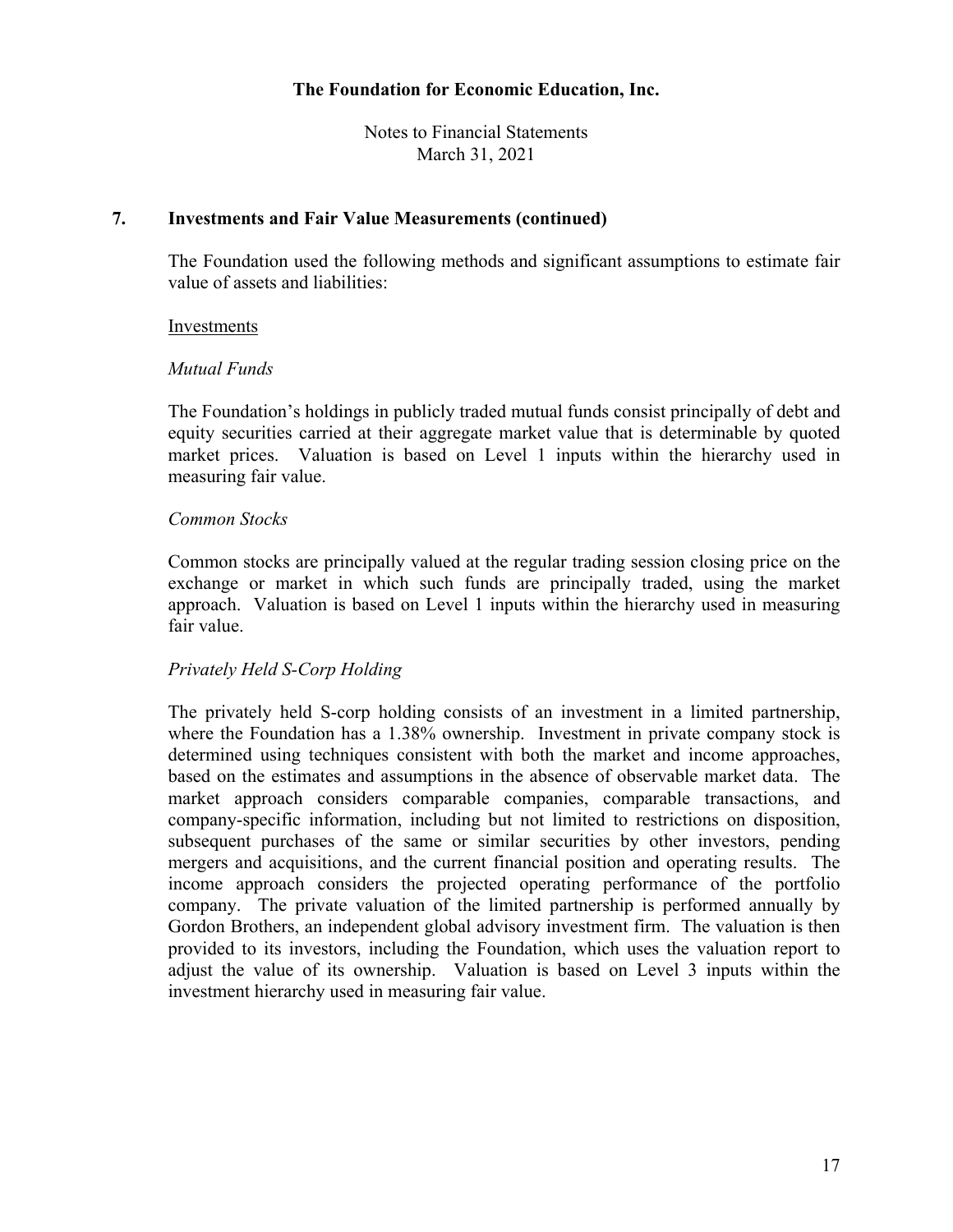## 7. Investments and Fair Value Measurements (continued)

The Foundation used the following methods and significant assumptions to estimate fair value of assets and liabilities:

Investments

*Mutual Funds*

The Foundation's holdings in publicly traded mutual funds consist principally of debt and equity securities carried at their aggregate market value that is determinable by quoted market prices. Valuation is based on Level 1 inputs within the hierarchy used in measuring fair value.

*Common Stocks*

Common stocks are principally valued at the regular trading session closing price on the exchange or market in which such funds are principally traded, using the market approach. Valuation is based on Level 1 inputs within the hierarchy used in measuring fair value.

*Privately Held S-Corp Holding*

The privately held S-corp holding consists of an investment in a limited partnership, where the Foundation has a 1.38% ownership. Investment in private company stock is determined using techniques consistent with both the market and income approaches, based on the estimates and assumptions in the absence of observable market data. The market approach considers comparable companies, comparable transactions, and company-specific information, including but not limited to restrictions on disposition, subsequent purchases of the same or similar securities by other investors, pending mergers and acquisitions, and the current financial position and operating results. The income approach considers the projected operating performance of the portfolio company. The private valuation of the limited partnership is performed annually by Gordon Brothers, an independent global advisory investment firm. The valuation is then provided to its investors, including the Foundation, which uses the valuation report to adjust the value of its ownership. Valuation is based on Level 3 inputs within the investment hierarchy used in measuring fair value.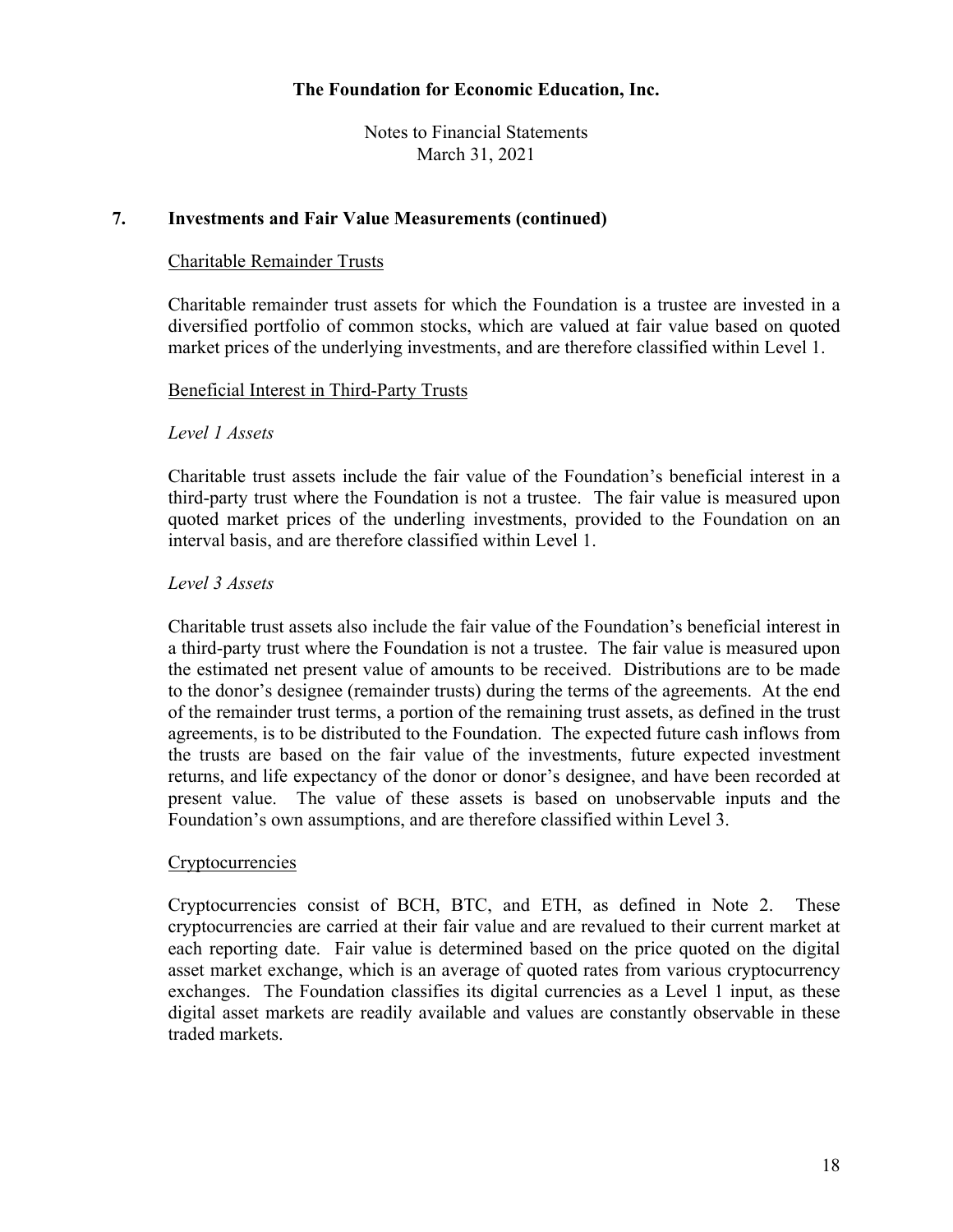## 7. Investments and Fair Value Measurements (continued)

Charitable Remainder Trusts

Charitable remainder trust assets for which the Foundation is a trustee are invested in a diversified portfolio of common stocks, which are valued at fair value based on quoted market prices of the underlying investments, and are therefore classified within Level 1.

Beneficial Interest in Third-Party Trusts

*Level 1 Assets*

Charitable trust assets include the fair value of the Foundation's beneficial interest in a third-party trust where the Foundation is not a trustee. The fair value is measured upon quoted market prices of the underling investments, provided to the Foundation on an interval basis, and are therefore classified within Level 1.

*Level 3 Assets*

Charitable trust assets also include the fair value of the Foundation's beneficial interest in a third-party trust where the Foundation is not a trustee. The fair value is measured upon the estimated net present value of amounts to be received. Distributions are to be made to the donor's designee (remainder trusts) during the terms of the agreements. At the end of the remainder trust terms, a portion of the remaining trust assets, as defined in the trust agreements, is to be distributed to the Foundation. The expected future cash inflows from the trusts are based on the fair value of the investments, future expected investment returns, and life expectancy of the donor or donor's designee, and have been recorded at present value. The value of these assets is based on unobservable inputs and the Foundation's own assumptions, and are therefore classified within Level 3.

Cryptocurrencies

Cryptocurrencies consist of BCH, BTC, and ETH, as defined in Note 2. These cryptocurrencies are carried at their fair value and are revalued to their current market at each reporting date. Fair value is determined based on the price quoted on the digital asset market exchange, which is an average of quoted rates from various cryptocurrency exchanges. The Foundation classifies its digital currencies as a Level 1 input, as these digital asset markets are readily available and values are constantly observable in these traded markets.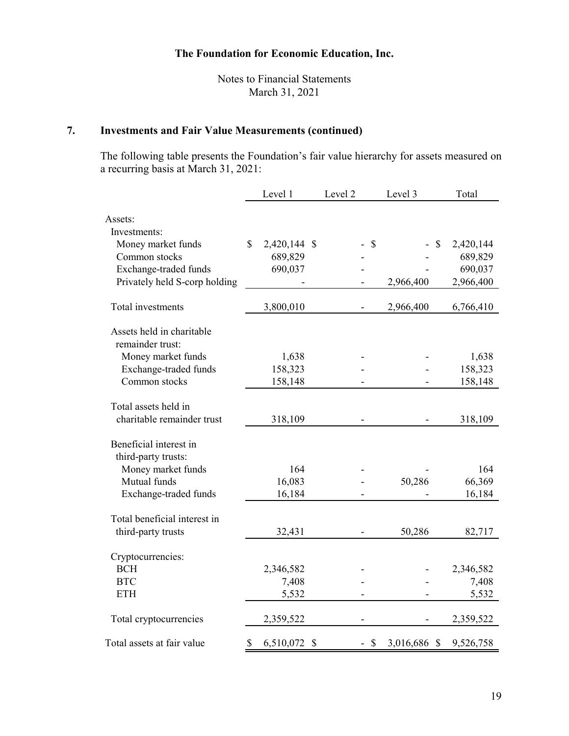# The Foundation for Economic Education, Inc.

Notes to Financial Statements
March 31, 2021

## 7. Investments and Fair Value Measurements (continued)

The following table presents the Foundation's fair value hierarchy for assets measured on a recurring basis at March 31, 2021:

| | Level 1 | Level 2 | Level 3 | Total |
|---|---|---|---|---|
| Assets: | | | | |
| Investments: | | | | |
| Money market funds | $ 2,420,144 | $ - | $ - | $ 2,420,144 |
| Common stocks | 689,829 | - | - | 689,829 |
| Exchange-traded funds | 690,037 | - | - | 690,037 |
| Privately held S-corp holding | - | - | 2,966,400 | 2,966,400 |
| Total investments | 3,800,010 | - | 2,966,400 | 6,766,410 |
| Assets held in charitable remainder trust: | | | | |
| Money market funds | 1,638 | - | - | 1,638 |
| Exchange-traded funds | 158,323 | - | - | 158,323 |
| Common stocks | 158,148 | - | - | 158,148 |
| Total assets held in charitable remainder trust | 318,109 | - | - | 318,109 |
| Beneficial interest in third-party trusts: | | | | |
| Money market funds | 164 | - | - | 164 |
| Mutual funds | 16,083 | - | 50,286 | 66,369 |
| Exchange-traded funds | 16,184 | - | - | 16,184 |
| Total beneficial interest in third-party trusts | 32,431 | - | 50,286 | 82,717 |
| Cryptocurrencies: | | | | |
| BCH | 2,346,582 | - | - | 2,346,582 |
| BTC | 7,408 | - | - | 7,408 |
| ETH | 5,532 | - | - | 5,532 |
| Total cryptocurrencies | 2,359,522 | - | - | 2,359,522 |
| Total assets at fair value | $ 6,510,072 | $ - | $ 3,016,686 | $ 9,526,758 |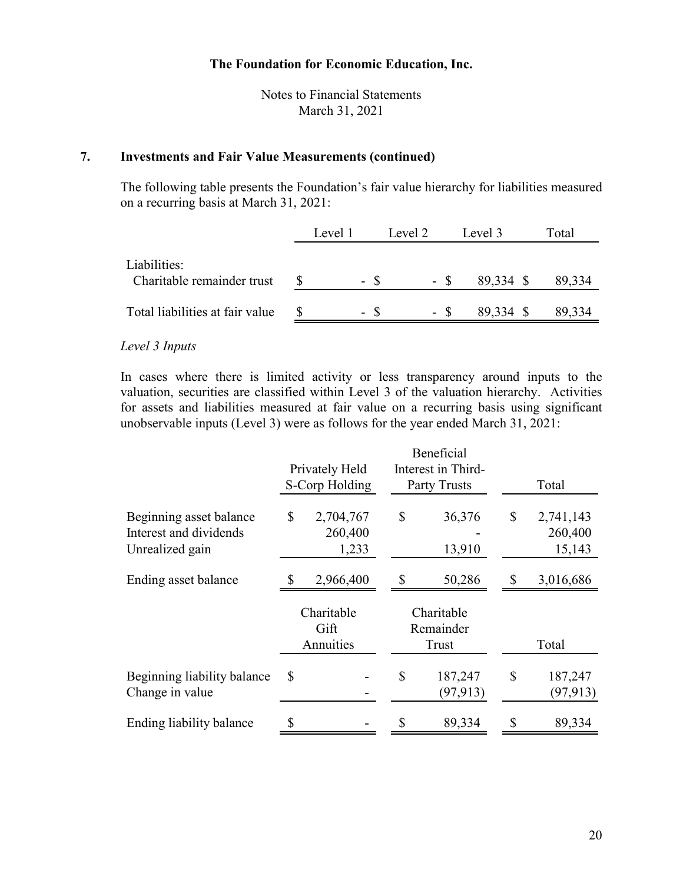## 7. Investments and Fair Value Measurements (continued)

The following table presents the Foundation's fair value hierarchy for liabilities measured on a recurring basis at March 31, 2021:

| | Level 1 | Level 2 | Level 3 | Total |
|---|---|---|---|---|
| Liabilities: | | | | |
| Charitable remainder trust | $ - | $ - | $ 89,334 | $ 89,334 |
| Total liabilities at fair value | $ - | $ - | $ 89,334 | $ 89,334 |

*Level 3 Inputs*

In cases where there is limited activity or less transparency around inputs to the valuation, securities are classified within Level 3 of the valuation hierarchy. Activities for assets and liabilities measured at fair value on a recurring basis using significant unobservable inputs (Level 3) were as follows for the year ended March 31, 2021:

| | Privately Held S-Corp Holding | Beneficial Interest in Third-Party Trusts | Total |
|---|---|---|---|
| Beginning asset balance | $ 2,704,767 | $ 36,376 | $ 2,741,143 |
| Interest and dividends | 260,400 | - | 260,400 |
| Unrealized gain | 1,233 | 13,910 | 15,143 |
| Ending asset balance | $ 2,966,400 | $ 50,286 | $ 3,016,686 |

| | Charitable Gift Annuities | Charitable Remainder Trust | Total |
|---|---|---|---|
| Beginning liability balance | $ - | $ 187,247 | $ 187,247 |
| Change in value | - | (97,913) | (97,913) |
| Ending liability balance | $ - | $ 89,334 | $ 89,334 |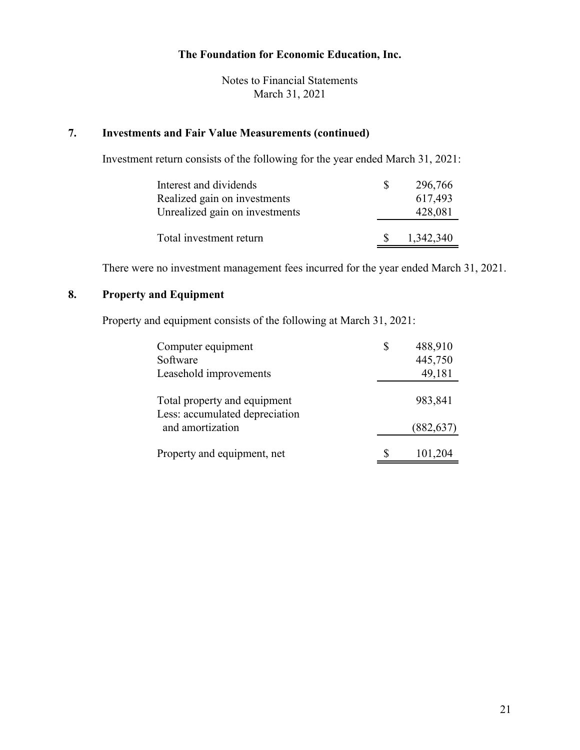# The Foundation for Economic Education, Inc.

Notes to Financial Statements
March 31, 2021

## 7. Investments and Fair Value Measurements (continued)

Investment return consists of the following for the year ended March 31, 2021:

| | |
|---|---|
| Interest and dividends | $ 296,766 |
| Realized gain on investments | 617,493 |
| Unrealized gain on investments | 428,081 |
| Total investment return | $ 1,342,340 |

There were no investment management fees incurred for the year ended March 31, 2021.

## 8. Property and Equipment

Property and equipment consists of the following at March 31, 2021:

| | |
|---|---|
| Computer equipment | $ 488,910 |
| Software | 445,750 |
| Leasehold improvements | 49,181 |
| Total property and equipment | 983,841 |
| Less: accumulated depreciation and amortization | (882,637) |
| Property and equipment, net | $ 101,204 |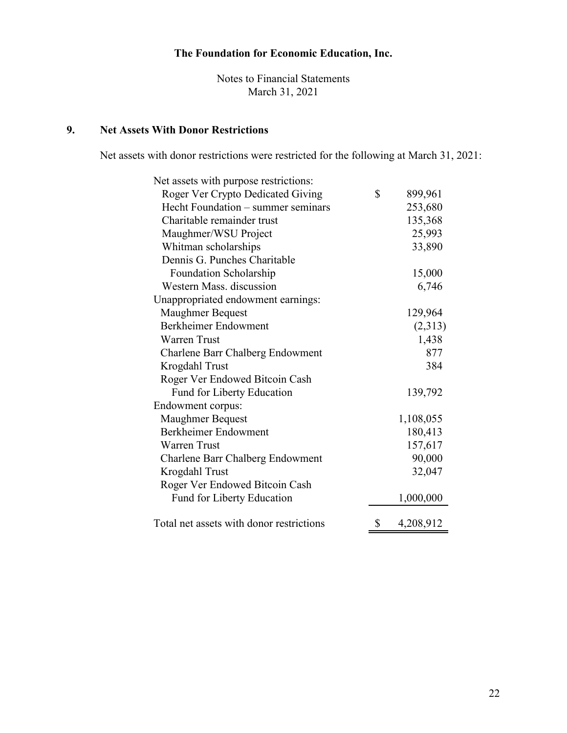# The Foundation for Economic Education, Inc.

Notes to Financial Statements
March 31, 2021

## 9. Net Assets With Donor Restrictions

Net assets with donor restrictions were restricted for the following at March 31, 2021:

| | |
|---|---|
| Net assets with purpose restrictions: | |
| Roger Ver Crypto Dedicated Giving | $ 899,961 |
| Hecht Foundation – summer seminars | 253,680 |
| Charitable remainder trust | 135,368 |
| Maughmer/WSU Project | 25,993 |
| Whitman scholarships | 33,890 |
| Dennis G. Punches Charitable Foundation Scholarship | 15,000 |
| Western Mass. discussion | 6,746 |
| Unappropriated endowment earnings: | |
| Maughmer Bequest | 129,964 |
| Berkheimer Endowment | (2,313) |
| Warren Trust | 1,438 |
| Charlene Barr Chalberg Endowment | 877 |
| Krogdahl Trust | 384 |
| Roger Ver Endowed Bitcoin Cash Fund for Liberty Education | 139,792 |
| Endowment corpus: | |
| Maughmer Bequest | 1,108,055 |
| Berkheimer Endowment | 180,413 |
| Warren Trust | 157,617 |
| Charlene Barr Chalberg Endowment | 90,000 |
| Krogdahl Trust | 32,047 |
| Roger Ver Endowed Bitcoin Cash Fund for Liberty Education | 1,000,000 |
| Total net assets with donor restrictions | $ 4,208,912 |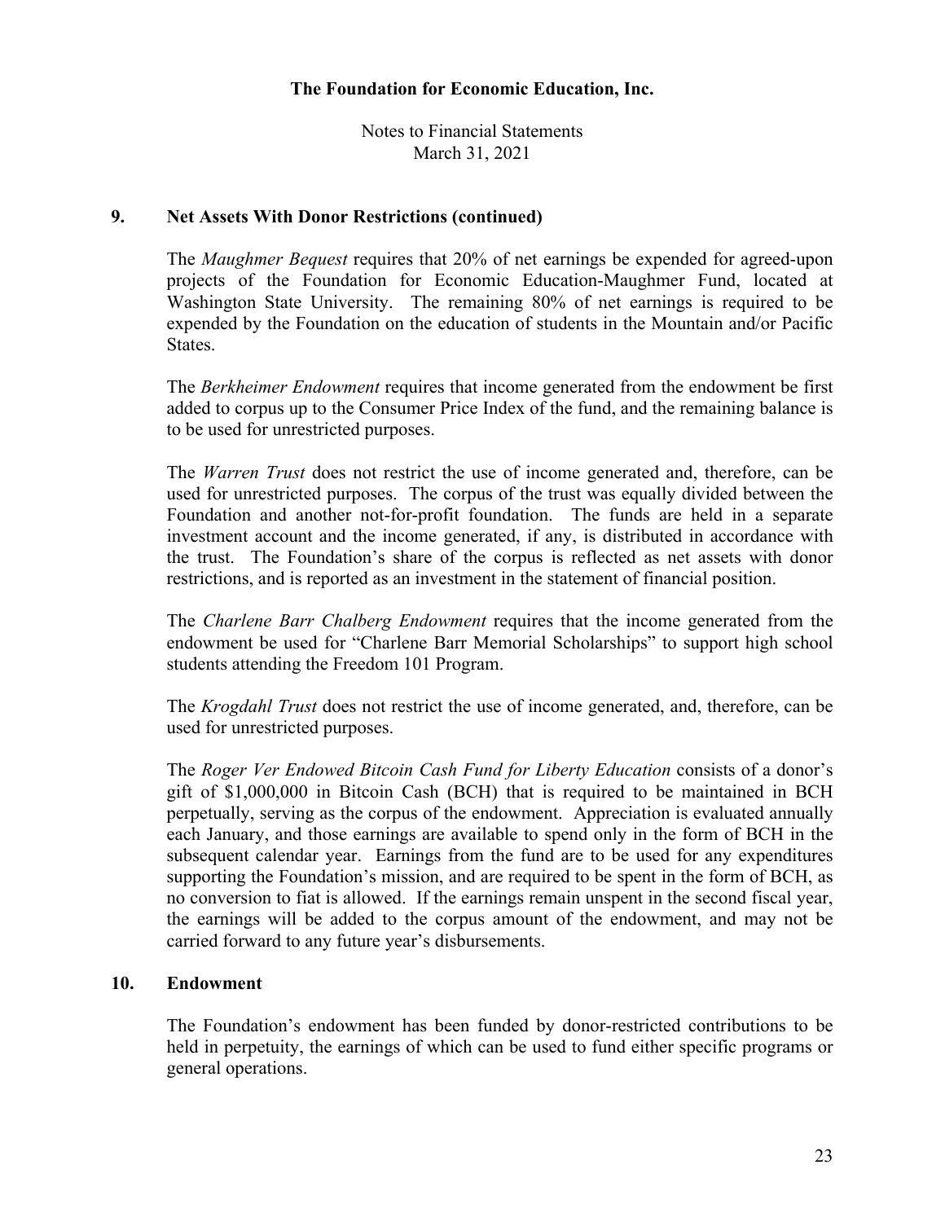## 9. Net Assets With Donor Restrictions (continued)

The *Maughmer Bequest* requires that 20% of net earnings be expended for agreed-upon projects of the Foundation for Economic Education-Maughmer Fund, located at Washington State University. The remaining 80% of net earnings is required to be expended by the Foundation on the education of students in the Mountain and/or Pacific States.

The *Berkheimer Endowment* requires that income generated from the endowment be first added to corpus up to the Consumer Price Index of the fund, and the remaining balance is to be used for unrestricted purposes.

The *Warren Trust* does not restrict the use of income generated and, therefore, can be used for unrestricted purposes. The corpus of the trust was equally divided between the Foundation and another not-for-profit foundation. The funds are held in a separate investment account and the income generated, if any, is distributed in accordance with the trust. The Foundation's share of the corpus is reflected as net assets with donor restrictions, and is reported as an investment in the statement of financial position.

The *Charlene Barr Chalberg Endowment* requires that the income generated from the endowment be used for "Charlene Barr Memorial Scholarships" to support high school students attending the Freedom 101 Program.

The *Krogdahl Trust* does not restrict the use of income generated, and, therefore, can be used for unrestricted purposes.

The *Roger Ver Endowed Bitcoin Cash Fund for Liberty Education* consists of a donor's gift of $1,000,000 in Bitcoin Cash (BCH) that is required to be maintained in BCH perpetually, serving as the corpus of the endowment. Appreciation is evaluated annually each January, and those earnings are available to spend only in the form of BCH in the subsequent calendar year. Earnings from the fund are to be used for any expenditures supporting the Foundation's mission, and are required to be spent in the form of BCH, as no conversion to fiat is allowed. If the earnings remain unspent in the second fiscal year, the earnings will be added to the corpus amount of the endowment, and may not be carried forward to any future year's disbursements.

## 10. Endowment

The Foundation's endowment has been funded by donor-restricted contributions to be held in perpetuity, the earnings of which can be used to fund either specific programs or general operations.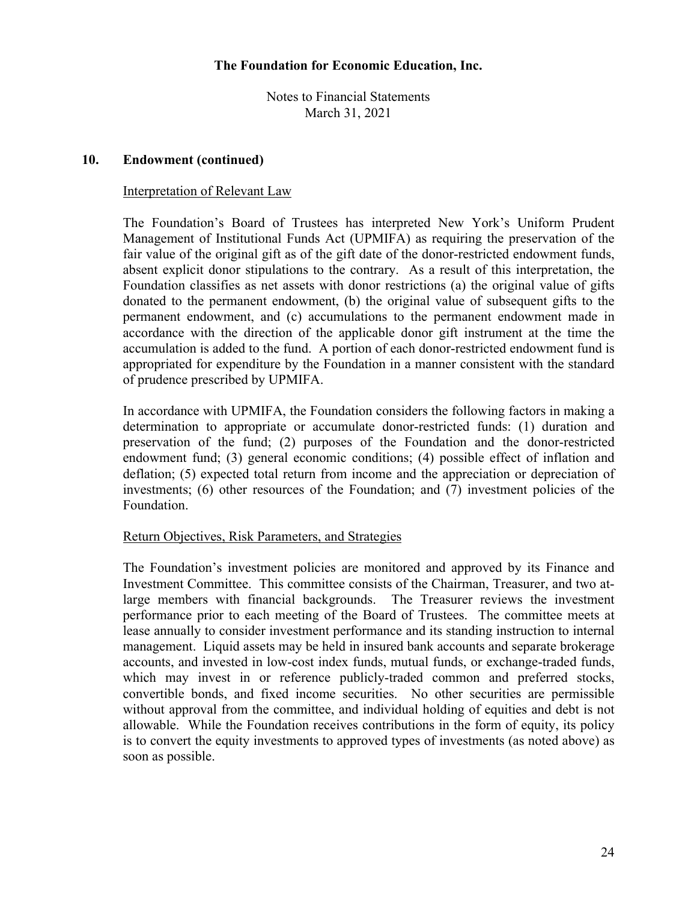## 10. Endowment (continued)

### Interpretation of Relevant Law

The Foundation's Board of Trustees has interpreted New York's Uniform Prudent Management of Institutional Funds Act (UPMIFA) as requiring the preservation of the fair value of the original gift as of the gift date of the donor-restricted endowment funds, absent explicit donor stipulations to the contrary. As a result of this interpretation, the Foundation classifies as net assets with donor restrictions (a) the original value of gifts donated to the permanent endowment, (b) the original value of subsequent gifts to the permanent endowment, and (c) accumulations to the permanent endowment made in accordance with the direction of the applicable donor gift instrument at the time the accumulation is added to the fund. A portion of each donor-restricted endowment fund is appropriated for expenditure by the Foundation in a manner consistent with the standard of prudence prescribed by UPMIFA.

In accordance with UPMIFA, the Foundation considers the following factors in making a determination to appropriate or accumulate donor-restricted funds: (1) duration and preservation of the fund; (2) purposes of the Foundation and the donor-restricted endowment fund; (3) general economic conditions; (4) possible effect of inflation and deflation; (5) expected total return from income and the appreciation or depreciation of investments; (6) other resources of the Foundation; and (7) investment policies of the Foundation.

### Return Objectives, Risk Parameters, and Strategies

The Foundation's investment policies are monitored and approved by its Finance and Investment Committee. This committee consists of the Chairman, Treasurer, and two at-large members with financial backgrounds. The Treasurer reviews the investment performance prior to each meeting of the Board of Trustees. The committee meets at lease annually to consider investment performance and its standing instruction to internal management. Liquid assets may be held in insured bank accounts and separate brokerage accounts, and invested in low-cost index funds, mutual funds, or exchange-traded funds, which may invest in or reference publicly-traded common and preferred stocks, convertible bonds, and fixed income securities. No other securities are permissible without approval from the committee, and individual holding of equities and debt is not allowable. While the Foundation receives contributions in the form of equity, its policy is to convert the equity investments to approved types of investments (as noted above) as soon as possible.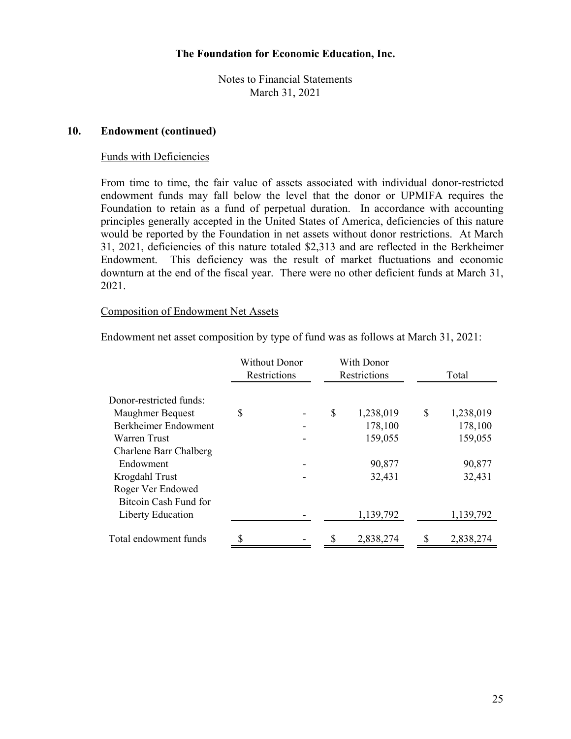**The Foundation for Economic Education, Inc.**

Notes to Financial Statements
March 31, 2021

## 10. Endowment (continued)

### Funds with Deficiencies

From time to time, the fair value of assets associated with individual donor-restricted endowment funds may fall below the level that the donor or UPMIFA requires the Foundation to retain as a fund of perpetual duration. In accordance with accounting principles generally accepted in the United States of America, deficiencies of this nature would be reported by the Foundation in net assets without donor restrictions. At March 31, 2021, deficiencies of this nature totaled $2,313 and are reflected in the Berkheimer Endowment. This deficiency was the result of market fluctuations and economic downturn at the end of the fiscal year. There were no other deficient funds at March 31, 2021.

### Composition of Endowment Net Assets

Endowment net asset composition by type of fund was as follows at March 31, 2021:

| | Without Donor Restrictions | With Donor Restrictions | Total |
|---|---|---|---|
| Donor-restricted funds: | | | |
| Maughmer Bequest | $ - | $ 1,238,019 | $ 1,238,019 |
| Berkheimer Endowment | - | 178,100 | 178,100 |
| Warren Trust | - | 159,055 | 159,055 |
| Charlene Barr Chalberg Endowment | - | 90,877 | 90,877 |
| Krogdahl Trust | - | 32,431 | 32,431 |
| Roger Ver Endowed Bitcoin Cash Fund for Liberty Education | - | 1,139,792 | 1,139,792 |
| Total endowment funds | $ - | $ 2,838,274 | $ 2,838,274 |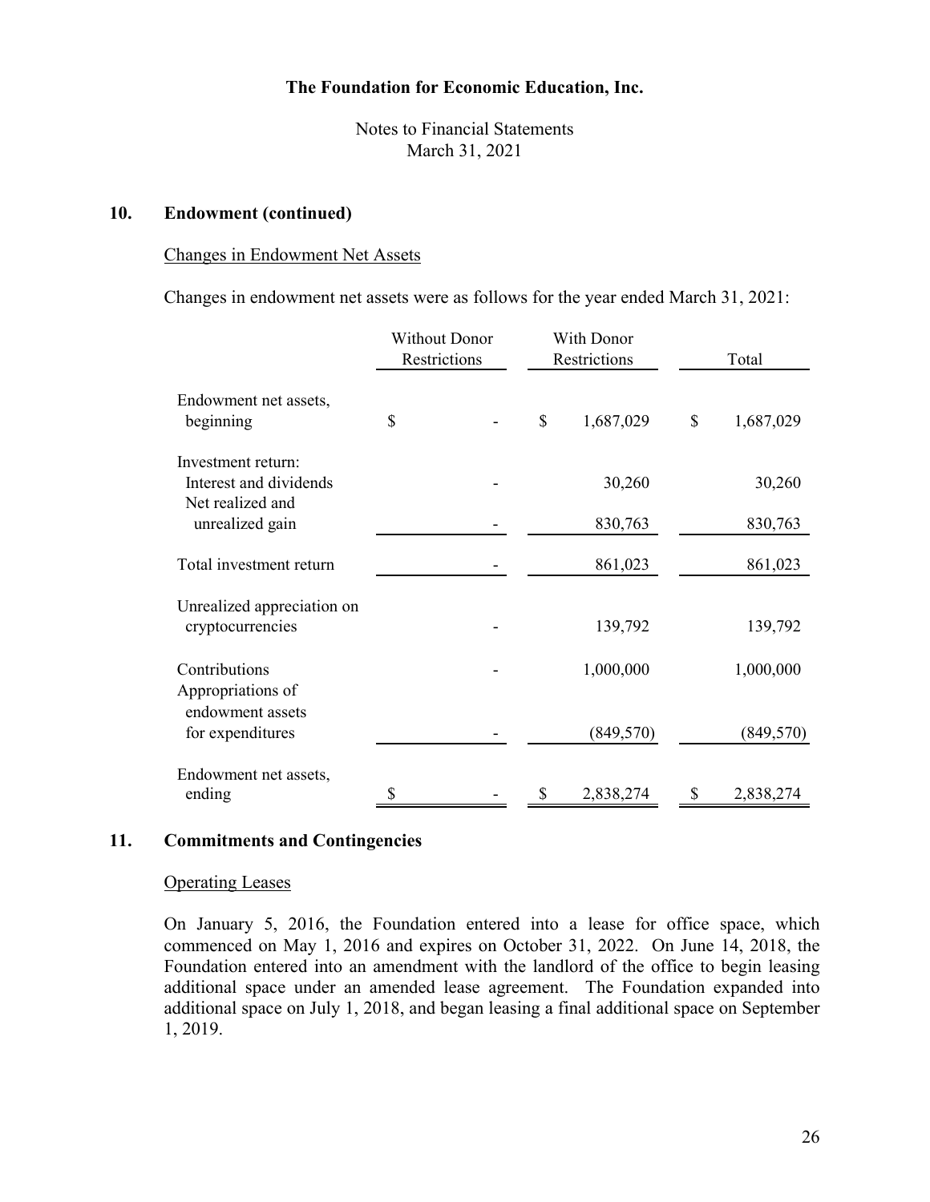## 10. Endowment (continued)

### Changes in Endowment Net Assets

Changes in endowment net assets were as follows for the year ended March 31, 2021:

| | Without Donor Restrictions | With Donor Restrictions | Total |
|---|---|---|---|
| Endowment net assets, beginning | $ - | $ 1,687,029 | $ 1,687,029 |
| Investment return: | | | |
| Interest and dividends | - | 30,260 | 30,260 |
| Net realized and unrealized gain | - | 830,763 | 830,763 |
| Total investment return | - | 861,023 | 861,023 |
| Unrealized appreciation on cryptocurrencies | - | 139,792 | 139,792 |
| Contributions | - | 1,000,000 | 1,000,000 |
| Appropriations of endowment assets for expenditures | - | (849,570) | (849,570) |
| Endowment net assets, ending | $ - | $ 2,838,274 | $ 2,838,274 |

## 11. Commitments and Contingencies

### Operating Leases

On January 5, 2016, the Foundation entered into a lease for office space, which commenced on May 1, 2016 and expires on October 31, 2022. On June 14, 2018, the Foundation entered into an amendment with the landlord of the office to begin leasing additional space under an amended lease agreement. The Foundation expanded into additional space on July 1, 2018, and began leasing a final additional space on September 1, 2019.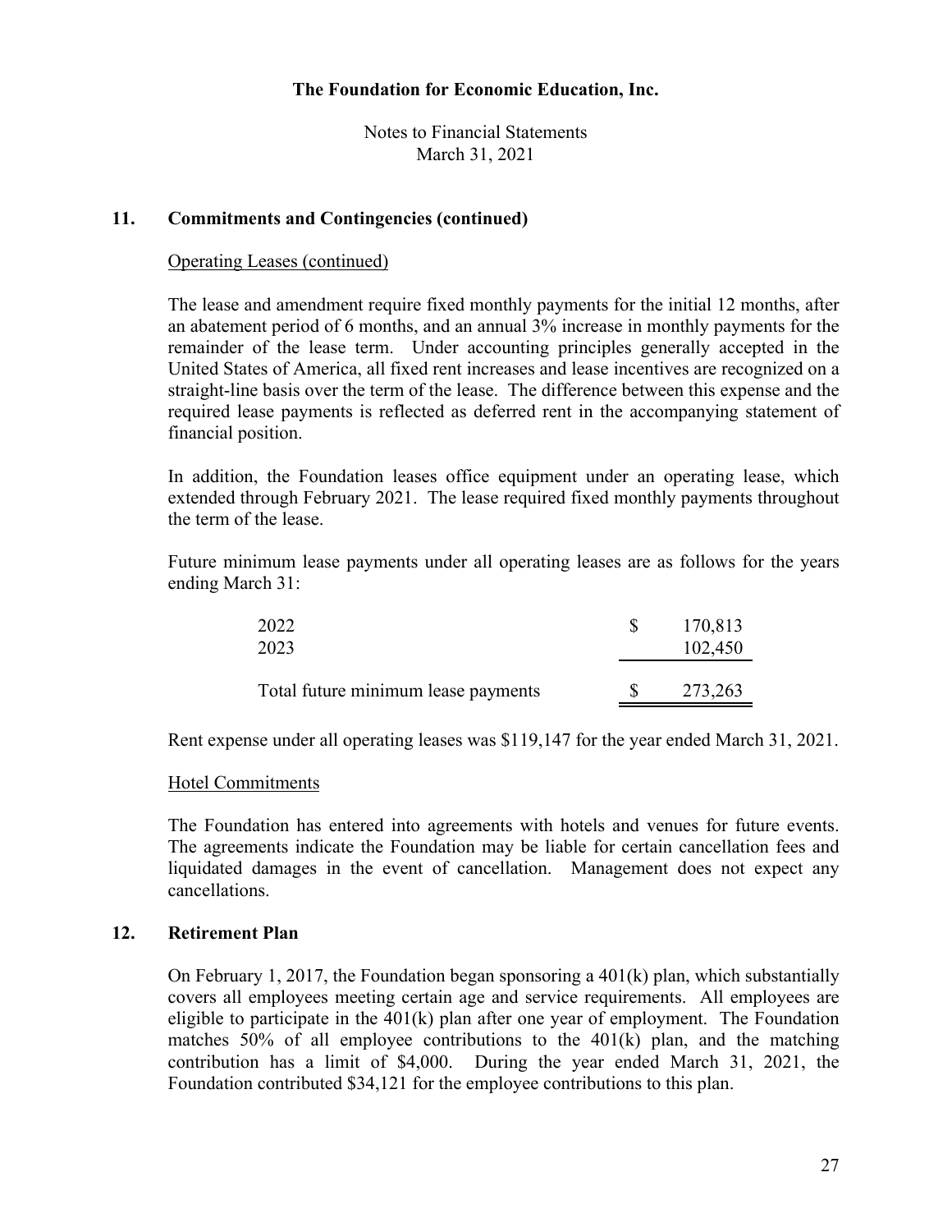**The Foundation for Economic Education, Inc.**

Notes to Financial Statements
March 31, 2021

## 11. Commitments and Contingencies (continued)

### Operating Leases (continued)

The lease and amendment require fixed monthly payments for the initial 12 months, after an abatement period of 6 months, and an annual 3% increase in monthly payments for the remainder of the lease term. Under accounting principles generally accepted in the United States of America, all fixed rent increases and lease incentives are recognized on a straight-line basis over the term of the lease. The difference between this expense and the required lease payments is reflected as deferred rent in the accompanying statement of financial position.

In addition, the Foundation leases office equipment under an operating lease, which extended through February 2021. The lease required fixed monthly payments throughout the term of the lease.

Future minimum lease payments under all operating leases are as follows for the years ending March 31:

| | |
|---|---|
| 2022 | $ 170,813 |
| 2023 | 102,450 |
| Total future minimum lease payments | $ 273,263 |

Rent expense under all operating leases was $119,147 for the year ended March 31, 2021.

### Hotel Commitments

The Foundation has entered into agreements with hotels and venues for future events. The agreements indicate the Foundation may be liable for certain cancellation fees and liquidated damages in the event of cancellation. Management does not expect any cancellations.

## 12. Retirement Plan

On February 1, 2017, the Foundation began sponsoring a 401(k) plan, which substantially covers all employees meeting certain age and service requirements. All employees are eligible to participate in the 401(k) plan after one year of employment. The Foundation matches 50% of all employee contributions to the 401(k) plan, and the matching contribution has a limit of $4,000. During the year ended March 31, 2021, the Foundation contributed $34,121 for the employee contributions to this plan.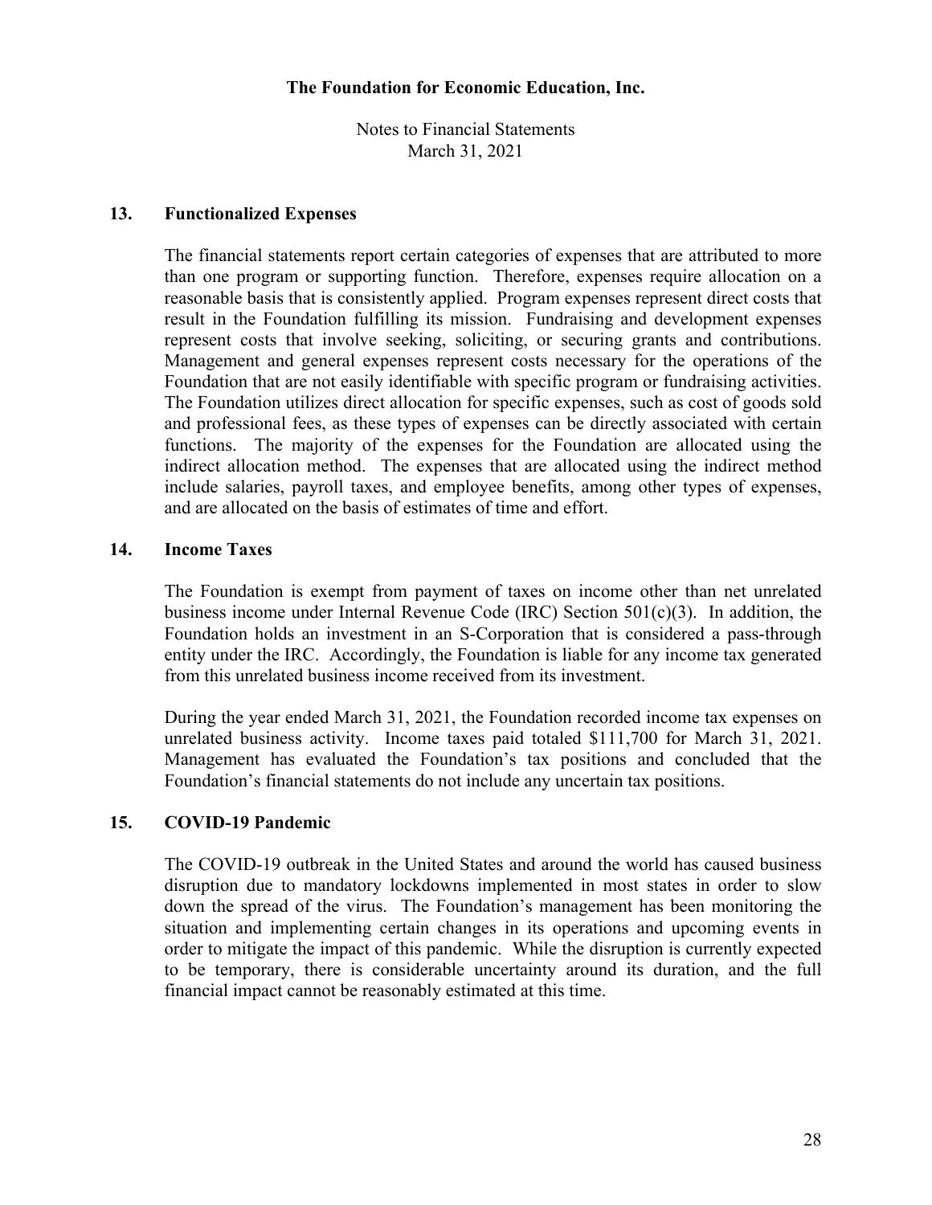**The Foundation for Economic Education, Inc.**

Notes to Financial Statements
March 31, 2021

## 13. Functionalized Expenses

The financial statements report certain categories of expenses that are attributed to more than one program or supporting function. Therefore, expenses require allocation on a reasonable basis that is consistently applied. Program expenses represent direct costs that result in the Foundation fulfilling its mission. Fundraising and development expenses represent costs that involve seeking, soliciting, or securing grants and contributions. Management and general expenses represent costs necessary for the operations of the Foundation that are not easily identifiable with specific program or fundraising activities. The Foundation utilizes direct allocation for specific expenses, such as cost of goods sold and professional fees, as these types of expenses can be directly associated with certain functions. The majority of the expenses for the Foundation are allocated using the indirect allocation method. The expenses that are allocated using the indirect method include salaries, payroll taxes, and employee benefits, among other types of expenses, and are allocated on the basis of estimates of time and effort.

## 14. Income Taxes

The Foundation is exempt from payment of taxes on income other than net unrelated business income under Internal Revenue Code (IRC) Section 501(c)(3). In addition, the Foundation holds an investment in an S-Corporation that is considered a pass-through entity under the IRC. Accordingly, the Foundation is liable for any income tax generated from this unrelated business income received from its investment.

During the year ended March 31, 2021, the Foundation recorded income tax expenses on unrelated business activity. Income taxes paid totaled $111,700 for March 31, 2021. Management has evaluated the Foundation's tax positions and concluded that the Foundation's financial statements do not include any uncertain tax positions.

## 15. COVID-19 Pandemic

The COVID-19 outbreak in the United States and around the world has caused business disruption due to mandatory lockdowns implemented in most states in order to slow down the spread of the virus. The Foundation's management has been monitoring the situation and implementing certain changes in its operations and upcoming events in order to mitigate the impact of this pandemic. While the disruption is currently expected to be temporary, there is considerable uncertainty around its duration, and the full financial impact cannot be reasonably estimated at this time.